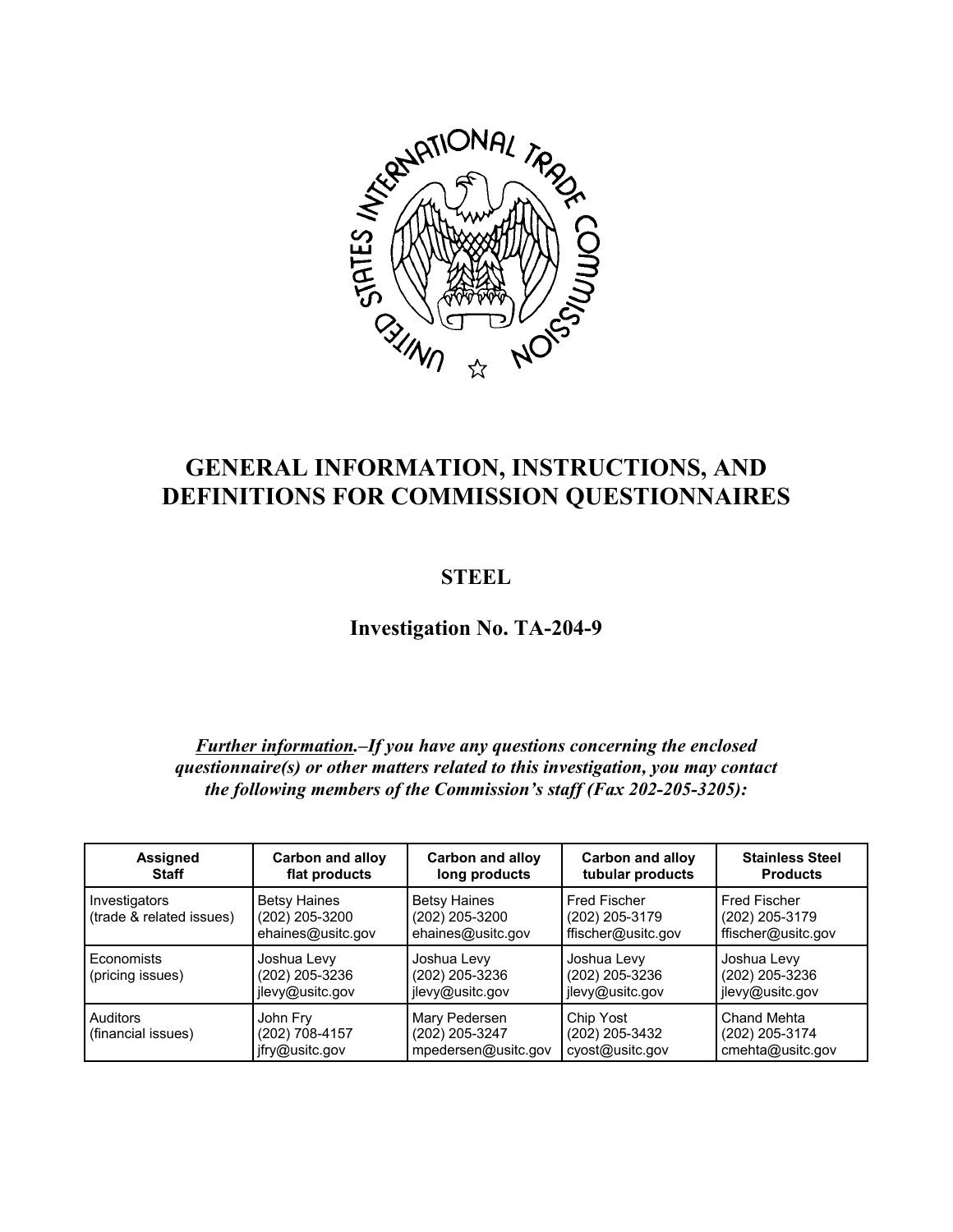# GENERAL INFORMATION, INSTRUCTIONS, AND DEFINITIONS FOR COMMISSION QUESTIONNAIRES

## STEEL

## Investigation No. TA-204-9

***Further information.*–If you have any questions concerning the enclosed questionnaire(s) or other matters related to this investigation, you may contact the following members of the Commission's staff (Fax 202-205-3205):**

| Assigned Staff | Carbon and alloy flat products | Carbon and alloy long products | Carbon and alloy tubular products | Stainless Steel Products |
|---|---|---|---|---|
| Investigators (trade & related issues) | Betsy Haines (202) 205-3200 ehaines@usitc.gov | Betsy Haines (202) 205-3200 ehaines@usitc.gov | Fred Fischer (202) 205-3179 ffischer@usitc.gov | Fred Fischer (202) 205-3179 ffischer@usitc.gov |
| Economists (pricing issues) | Joshua Levy (202) 205-3236 jlevy@usitc.gov | Joshua Levy (202) 205-3236 jlevy@usitc.gov | Joshua Levy (202) 205-3236 jlevy@usitc.gov | Joshua Levy (202) 205-3236 jlevy@usitc.gov |
| Auditors (financial issues) | John Fry (202) 708-4157 jfry@usitc.gov | Mary Pedersen (202) 205-3247 mpedersen@usitc.gov | Chip Yost (202) 205-3432 cyost@usitc.gov | Chand Mehta (202) 205-3174 cmehta@usitc.gov |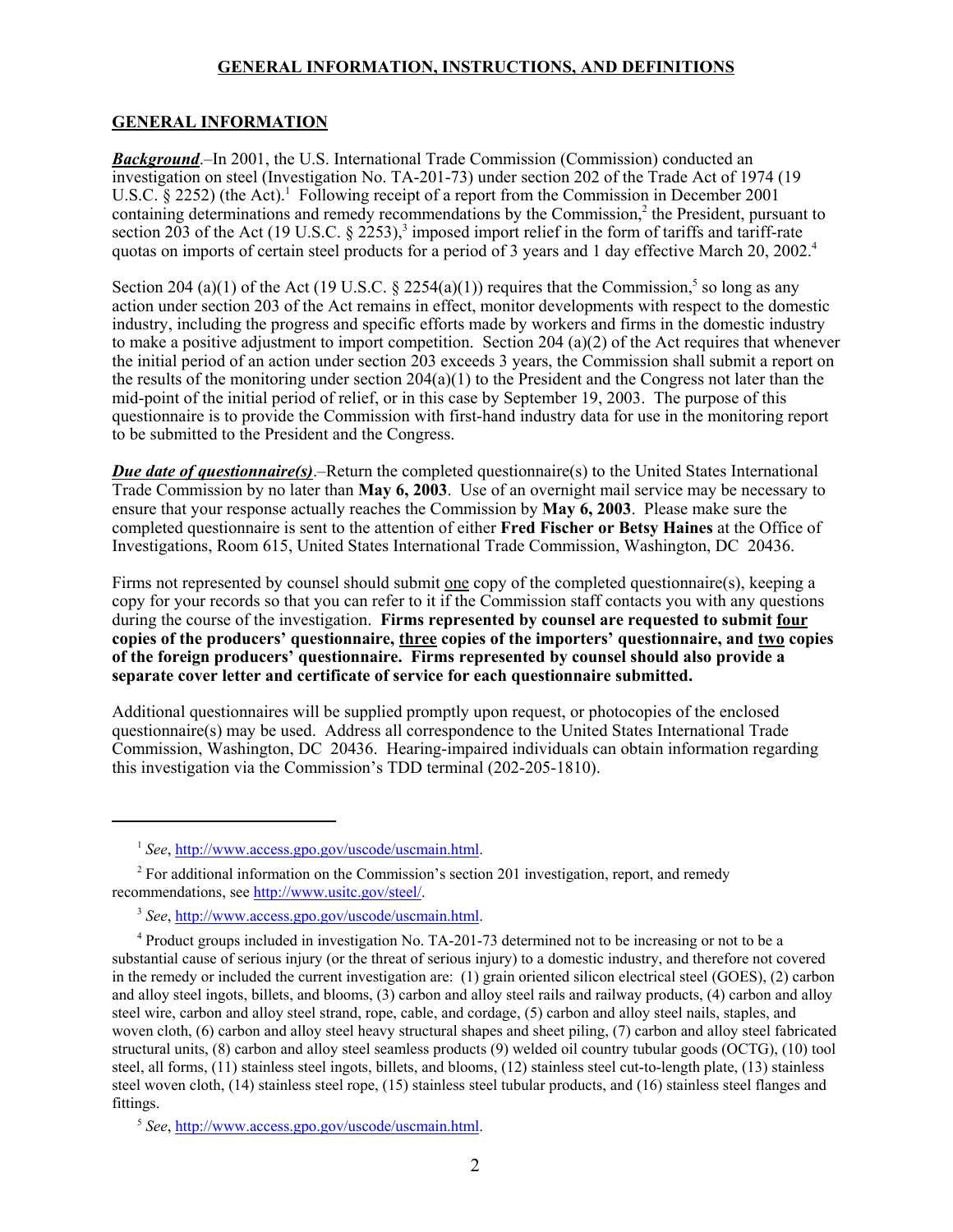## GENERAL INFORMATION, INSTRUCTIONS, AND DEFINITIONS

### GENERAL INFORMATION

***Background***.–In 2001, the U.S. International Trade Commission (Commission) conducted an investigation on steel (Investigation No. TA-201-73) under section 202 of the Trade Act of 1974 (19 U.S.C. § 2252) (the Act).[1] Following receipt of a report from the Commission in December 2001 containing determinations and remedy recommendations by the Commission,[2] the President, pursuant to section 203 of the Act (19 U.S.C. § 2253),[3] imposed import relief in the form of tariffs and tariff-rate quotas on imports of certain steel products for a period of 3 years and 1 day effective March 20, 2002.[4]

Section 204 (a)(1) of the Act (19 U.S.C. § 2254(a)(1)) requires that the Commission,[5] so long as any action under section 203 of the Act remains in effect, monitor developments with respect to the domestic industry, including the progress and specific efforts made by workers and firms in the domestic industry to make a positive adjustment to import competition. Section 204 (a)(2) of the Act requires that whenever the initial period of an action under section 203 exceeds 3 years, the Commission shall submit a report on the results of the monitoring under section 204(a)(1) to the President and the Congress not later than the mid-point of the initial period of relief, or in this case by September 19, 2003. The purpose of this questionnaire is to provide the Commission with first-hand industry data for use in the monitoring report to be submitted to the President and the Congress.

***Due date of questionnaire(s)***.–Return the completed questionnaire(s) to the United States International Trade Commission by no later than **May 6, 2003**. Use of an overnight mail service may be necessary to ensure that your response actually reaches the Commission by **May 6, 2003**. Please make sure the completed questionnaire is sent to the attention of either **Fred Fischer or Betsy Haines** at the Office of Investigations, Room 615, United States International Trade Commission, Washington, DC 20436.

Firms not represented by counsel should submit one copy of the completed questionnaire(s), keeping a copy for your records so that you can refer to it if the Commission staff contacts you with any questions during the course of the investigation. **Firms represented by counsel are requested to submit four copies of the producers' questionnaire, three copies of the importers' questionnaire, and two copies of the foreign producers' questionnaire. Firms represented by counsel should also provide a separate cover letter and certificate of service for each questionnaire submitted.**

Additional questionnaires will be supplied promptly upon request, or photocopies of the enclosed questionnaire(s) may be used. Address all correspondence to the United States International Trade Commission, Washington, DC 20436. Hearing-impaired individuals can obtain information regarding this investigation via the Commission's TDD terminal (202-205-1810).

---

[1] *See*, http://www.access.gpo.gov/uscode/uscmain.html.

[2] For additional information on the Commission's section 201 investigation, report, and remedy recommendations, see http://www.usitc.gov/steel/.

[3] *See*, http://www.access.gpo.gov/uscode/uscmain.html.

[4] Product groups included in investigation No. TA-201-73 determined not to be increasing or not to be a substantial cause of serious injury (or the threat of serious injury) to a domestic industry, and therefore not covered in the remedy or included the current investigation are: (1) grain oriented silicon electrical steel (GOES), (2) carbon and alloy steel ingots, billets, and blooms, (3) carbon and alloy steel rails and railway products, (4) carbon and alloy steel wire, carbon and alloy steel strand, rope, cable, and cordage, (5) carbon and alloy steel nails, staples, and woven cloth, (6) carbon and alloy steel heavy structural shapes and sheet piling, (7) carbon and alloy steel fabricated structural units, (8) carbon and alloy steel seamless products (9) welded oil country tubular goods (OCTG), (10) tool steel, all forms, (11) stainless steel ingots, billets, and blooms, (12) stainless steel cut-to-length plate, (13) stainless steel woven cloth, (14) stainless steel rope, (15) stainless steel tubular products, and (16) stainless steel flanges and fittings.

[5] *See*, http://www.access.gpo.gov/uscode/uscmain.html.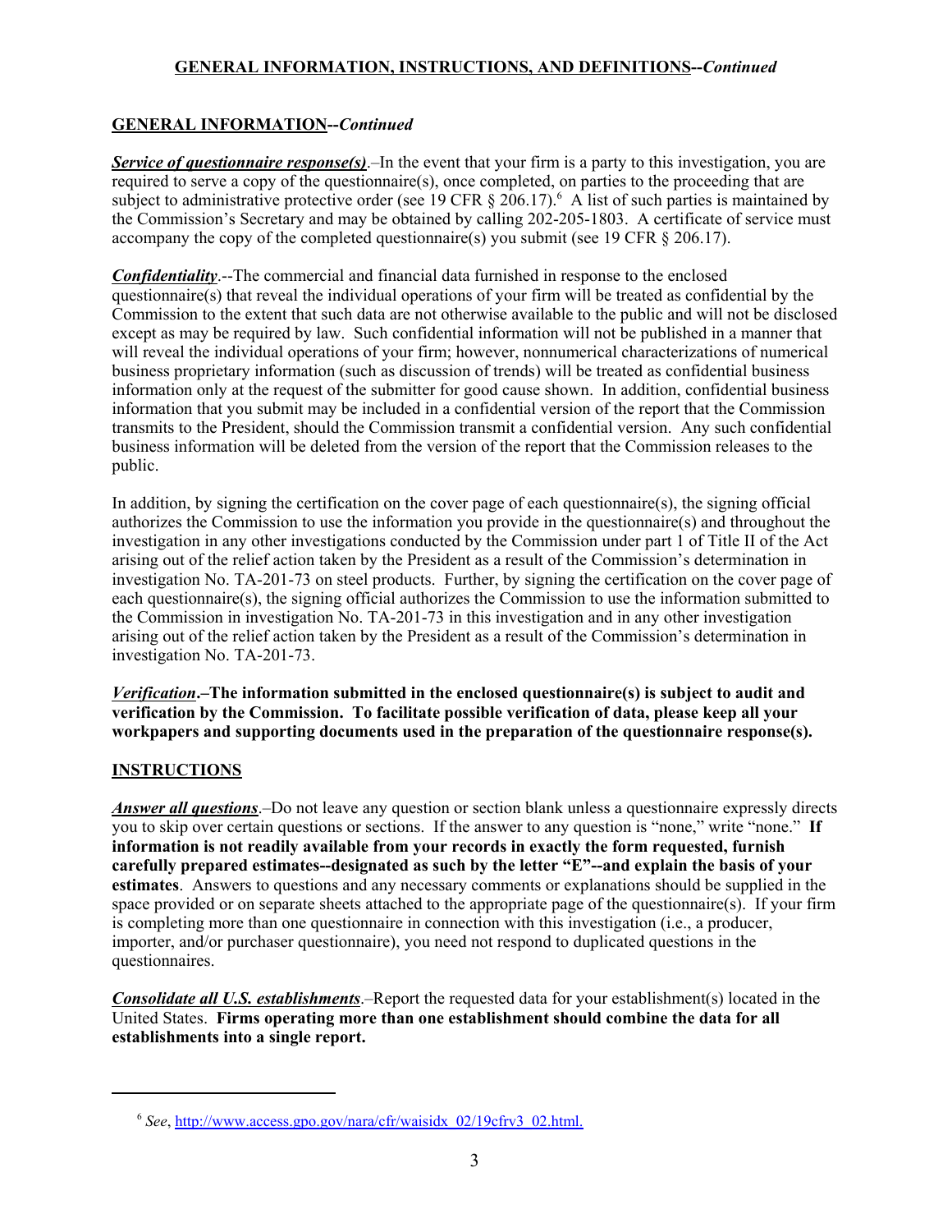## GENERAL INFORMATION, INSTRUCTIONS, AND DEFINITIONS--*Continued*

### GENERAL INFORMATION--*Continued*

***Service of questionnaire response(s)***.–In the event that your firm is a party to this investigation, you are required to serve a copy of the questionnaire(s), once completed, on parties to the proceeding that are subject to administrative protective order (see 19 CFR § 206.17).[6] A list of such parties is maintained by the Commission's Secretary and may be obtained by calling 202-205-1803. A certificate of service must accompany the copy of the completed questionnaire(s) you submit (see 19 CFR § 206.17).

***Confidentiality***.--The commercial and financial data furnished in response to the enclosed questionnaire(s) that reveal the individual operations of your firm will be treated as confidential by the Commission to the extent that such data are not otherwise available to the public and will not be disclosed except as may be required by law. Such confidential information will not be published in a manner that will reveal the individual operations of your firm; however, nonnumerical characterizations of numerical business proprietary information (such as discussion of trends) will be treated as confidential business information only at the request of the submitter for good cause shown. In addition, confidential business information that you submit may be included in a confidential version of the report that the Commission transmits to the President, should the Commission transmit a confidential version. Any such confidential business information will be deleted from the version of the report that the Commission releases to the public.

In addition, by signing the certification on the cover page of each questionnaire(s), the signing official authorizes the Commission to use the information you provide in the questionnaire(s) and throughout the investigation in any other investigations conducted by the Commission under part 1 of Title II of the Act arising out of the relief action taken by the President as a result of the Commission's determination in investigation No. TA-201-73 on steel products. Further, by signing the certification on the cover page of each questionnaire(s), the signing official authorizes the Commission to use the information submitted to the Commission in investigation No. TA-201-73 in this investigation and in any other investigation arising out of the relief action taken by the President as a result of the Commission's determination in investigation No. TA-201-73.

***Verification***.**–The information submitted in the enclosed questionnaire(s) is subject to audit and verification by the Commission. To facilitate possible verification of data, please keep all your workpapers and supporting documents used in the preparation of the questionnaire response(s).**

### INSTRUCTIONS

***Answer all questions***.–Do not leave any question or section blank unless a questionnaire expressly directs you to skip over certain questions or sections. If the answer to any question is "none," write "none." **If information is not readily available from your records in exactly the form requested, furnish carefully prepared estimates--designated as such by the letter "E"--and explain the basis of your estimates**. Answers to questions and any necessary comments or explanations should be supplied in the space provided or on separate sheets attached to the appropriate page of the questionnaire(s). If your firm is completing more than one questionnaire in connection with this investigation (i.e., a producer, importer, and/or purchaser questionnaire), you need not respond to duplicated questions in the questionnaires.

***Consolidate all U.S. establishments***.–Report the requested data for your establishment(s) located in the United States. **Firms operating more than one establishment should combine the data for all establishments into a single report.**

---

[6] *See*, http://www.access.gpo.gov/nara/cfr/waisidx_02/19cfrv3_02.html.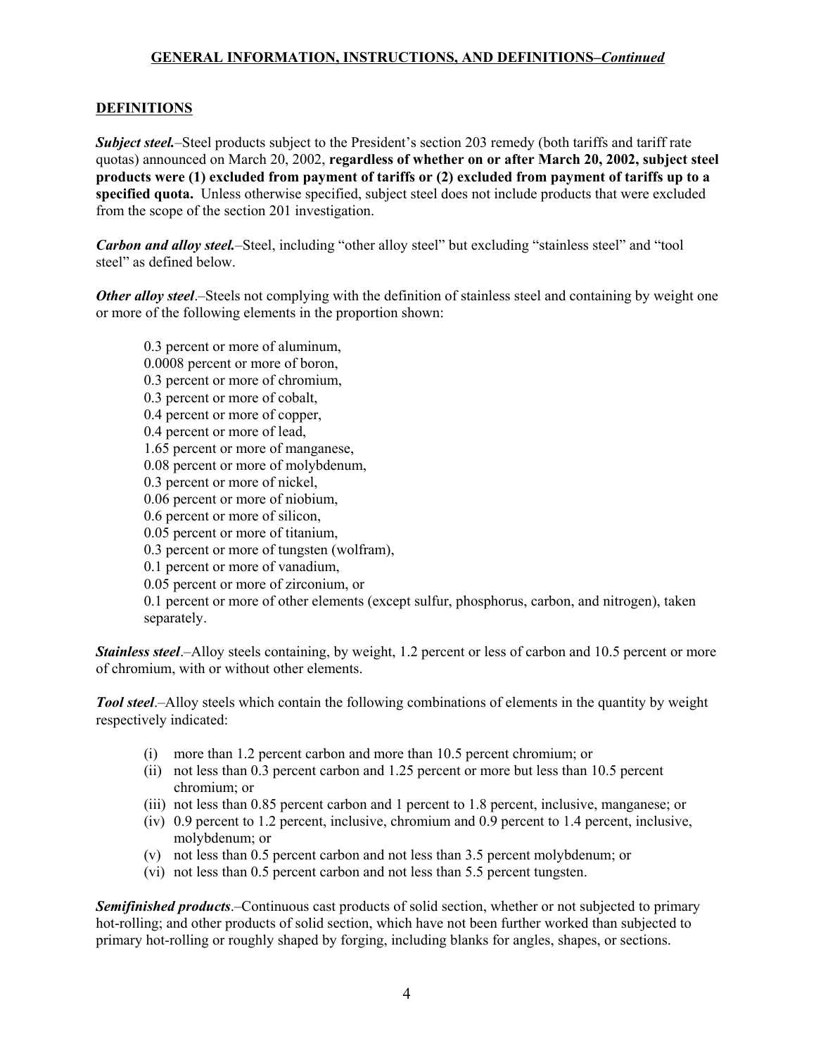## GENERAL INFORMATION, INSTRUCTIONS, AND DEFINITIONS–*Continued*

### DEFINITIONS

***Subject steel.***–Steel products subject to the President's section 203 remedy (both tariffs and tariff rate quotas) announced on March 20, 2002, **regardless of whether on or after March 20, 2002, subject steel products were (1) excluded from payment of tariffs or (2) excluded from payment of tariffs up to a specified quota.** Unless otherwise specified, subject steel does not include products that were excluded from the scope of the section 201 investigation.

***Carbon and alloy steel.***–Steel, including "other alloy steel" but excluding "stainless steel" and "tool steel" as defined below.

***Other alloy steel***.–Steels not complying with the definition of stainless steel and containing by weight one or more of the following elements in the proportion shown:

- 0.3 percent or more of aluminum,
- 0.0008 percent or more of boron,
- 0.3 percent or more of chromium,
- 0.3 percent or more of cobalt,
- 0.4 percent or more of copper,
- 0.4 percent or more of lead,
- 1.65 percent or more of manganese,
- 0.08 percent or more of molybdenum,
- 0.3 percent or more of nickel,
- 0.06 percent or more of niobium,
- 0.6 percent or more of silicon,
- 0.05 percent or more of titanium,
- 0.3 percent or more of tungsten (wolfram),
- 0.1 percent or more of vanadium,
- 0.05 percent or more of zirconium, or
- 0.1 percent or more of other elements (except sulfur, phosphorus, carbon, and nitrogen), taken separately.

***Stainless steel***.–Alloy steels containing, by weight, 1.2 percent or less of carbon and 10.5 percent or more of chromium, with or without other elements.

***Tool steel***.–Alloy steels which contain the following combinations of elements in the quantity by weight respectively indicated:

- (i) more than 1.2 percent carbon and more than 10.5 percent chromium; or
- (ii) not less than 0.3 percent carbon and 1.25 percent or more but less than 10.5 percent chromium; or
- (iii) not less than 0.85 percent carbon and 1 percent to 1.8 percent, inclusive, manganese; or
- (iv) 0.9 percent to 1.2 percent, inclusive, chromium and 0.9 percent to 1.4 percent, inclusive, molybdenum; or
- (v) not less than 0.5 percent carbon and not less than 3.5 percent molybdenum; or
- (vi) not less than 0.5 percent carbon and not less than 5.5 percent tungsten.

***Semifinished products***.–Continuous cast products of solid section, whether or not subjected to primary hot-rolling; and other products of solid section, which have not been further worked than subjected to primary hot-rolling or roughly shaped by forging, including blanks for angles, shapes, or sections.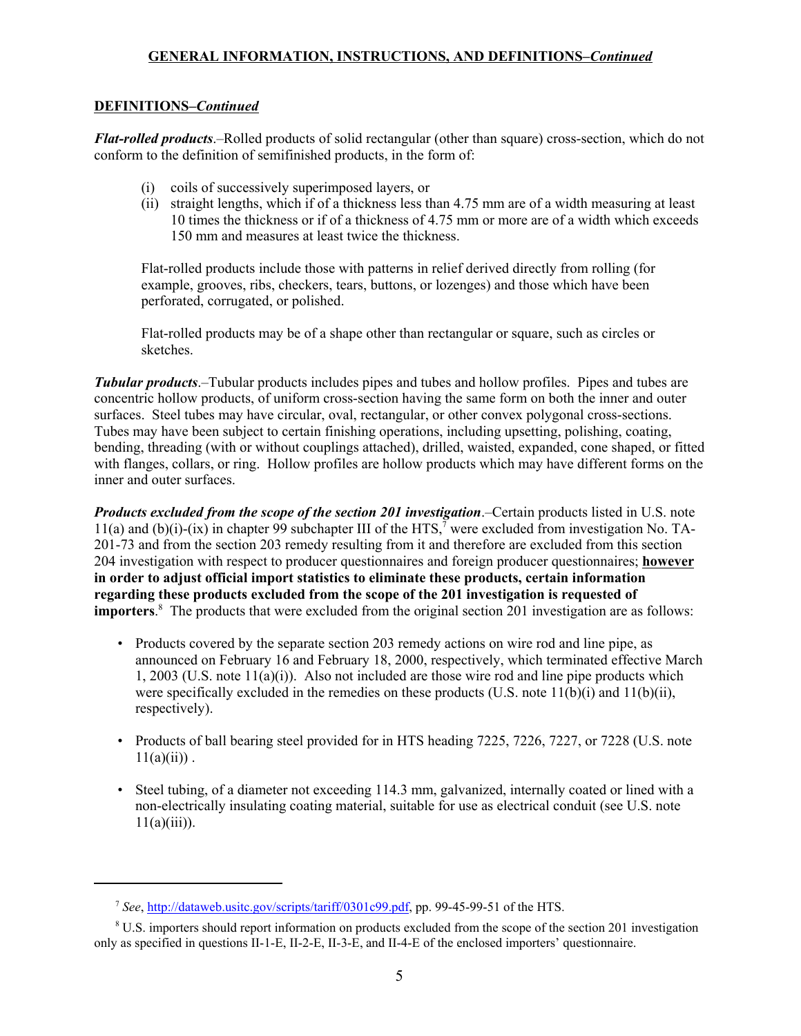## DEFINITIONS–*Continued*

***Flat-rolled products***.–Rolled products of solid rectangular (other than square) cross-section, which do not conform to the definition of semifinished products, in the form of:

(i) coils of successively superimposed layers, or
(ii) straight lengths, which if of a thickness less than 4.75 mm are of a width measuring at least 10 times the thickness or if of a thickness of 4.75 mm or more are of a width which exceeds 150 mm and measures at least twice the thickness.

Flat-rolled products include those with patterns in relief derived directly from rolling (for example, grooves, ribs, checkers, tears, buttons, or lozenges) and those which have been perforated, corrugated, or polished.

Flat-rolled products may be of a shape other than rectangular or square, such as circles or sketches.

***Tubular products***.–Tubular products includes pipes and tubes and hollow profiles. Pipes and tubes are concentric hollow products, of uniform cross-section having the same form on both the inner and outer surfaces. Steel tubes may have circular, oval, rectangular, or other convex polygonal cross-sections. Tubes may have been subject to certain finishing operations, including upsetting, polishing, coating, bending, threading (with or without couplings attached), drilled, waisted, expanded, cone shaped, or fitted with flanges, collars, or ring. Hollow profiles are hollow products which may have different forms on the inner and outer surfaces.

***Products excluded from the scope of the section 201 investigation***.–Certain products listed in U.S. note 11(a) and (b)(i)-(ix) in chapter 99 subchapter III of the HTS,[7] were excluded from investigation No. TA-201-73 and from the section 203 remedy resulting from it and therefore are excluded from this section 204 investigation with respect to producer questionnaires and foreign producer questionnaires; **<u>however</u> in order to adjust official import statistics to eliminate these products, certain information regarding these products excluded from the scope of the 201 investigation is requested of importers**.[8] The products that were excluded from the original section 201 investigation are as follows:

- Products covered by the separate section 203 remedy actions on wire rod and line pipe, as announced on February 16 and February 18, 2000, respectively, which terminated effective March 1, 2003 (U.S. note 11(a)(i)). Also not included are those wire rod and line pipe products which were specifically excluded in the remedies on these products (U.S. note 11(b)(i) and 11(b)(ii), respectively).

- Products of ball bearing steel provided for in HTS heading 7225, 7226, 7227, or 7228 (U.S. note 11(a)(ii)) .

- Steel tubing, of a diameter not exceeding 114.3 mm, galvanized, internally coated or lined with a non-electrically insulating coating material, suitable for use as electrical conduit (see U.S. note 11(a)(iii)).

---

[7] *See*, http://dataweb.usitc.gov/scripts/tariff/0301c99.pdf, pp. 99-45-99-51 of the HTS.

[8] U.S. importers should report information on products excluded from the scope of the section 201 investigation only as specified in questions II-1-E, II-2-E, II-3-E, and II-4-E of the enclosed importers' questionnaire.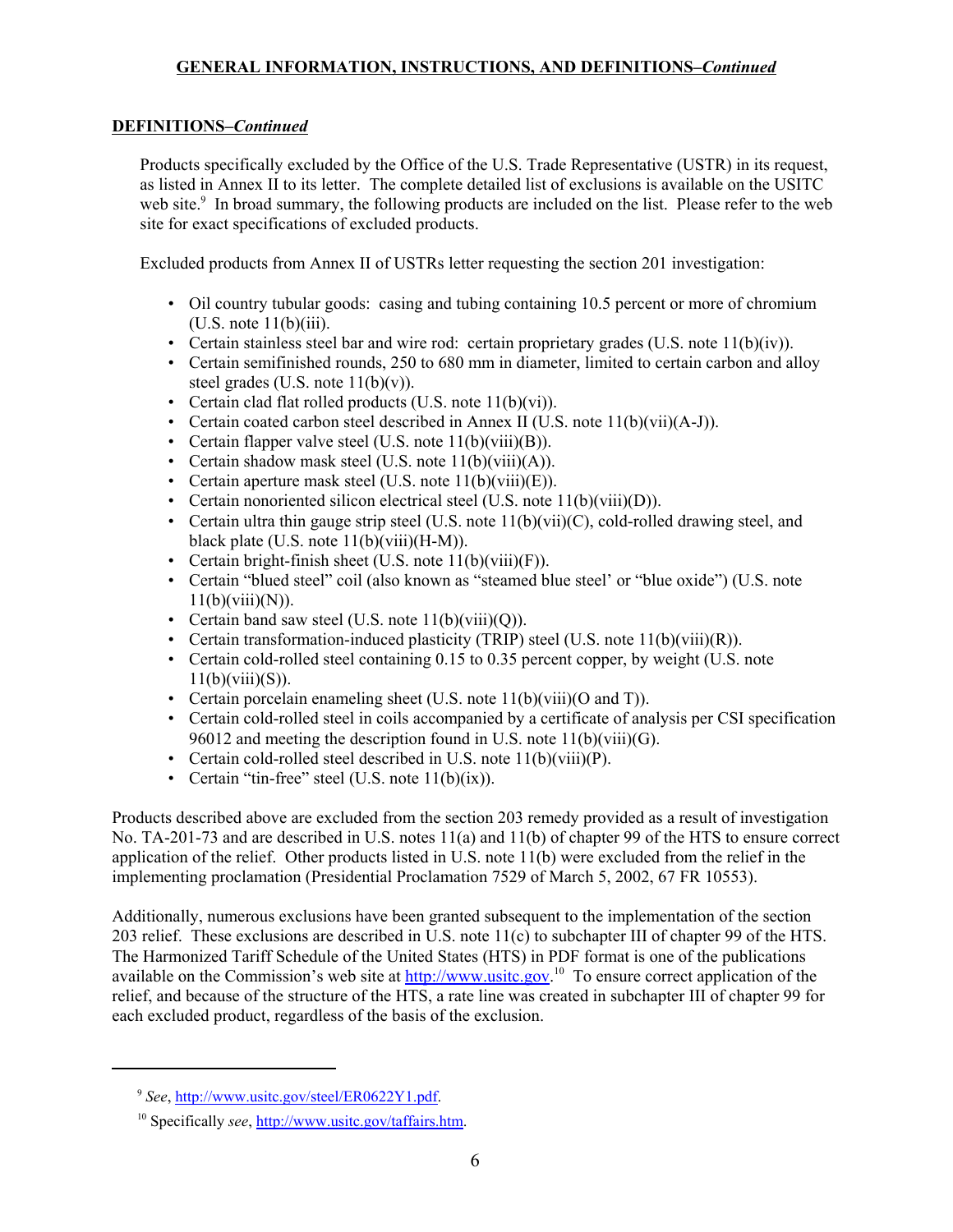**GENERAL INFORMATION, INSTRUCTIONS, AND DEFINITIONS–*Continued***

**DEFINITIONS–*Continued***

Products specifically excluded by the Office of the U.S. Trade Representative (USTR) in its request, as listed in Annex II to its letter. The complete detailed list of exclusions is available on the USITC web site.[9] In broad summary, the following products are included on the list. Please refer to the web site for exact specifications of excluded products.

Excluded products from Annex II of USTRs letter requesting the section 201 investigation:

- Oil country tubular goods: casing and tubing containing 10.5 percent or more of chromium (U.S. note 11(b)(iii).
- Certain stainless steel bar and wire rod: certain proprietary grades (U.S. note 11(b)(iv)).
- Certain semifinished rounds, 250 to 680 mm in diameter, limited to certain carbon and alloy steel grades (U.S. note 11(b)(v)).
- Certain clad flat rolled products (U.S. note 11(b)(vi)).
- Certain coated carbon steel described in Annex II (U.S. note 11(b)(vii)(A-J)).
- Certain flapper valve steel (U.S. note 11(b)(viii)(B)).
- Certain shadow mask steel (U.S. note 11(b)(viii)(A)).
- Certain aperture mask steel (U.S. note 11(b)(viii)(E)).
- Certain nonoriented silicon electrical steel (U.S. note 11(b)(viii)(D)).
- Certain ultra thin gauge strip steel (U.S. note 11(b)(vii)(C), cold-rolled drawing steel, and black plate (U.S. note 11(b)(viii)(H-M)).
- Certain bright-finish sheet (U.S. note 11(b)(viii)(F)).
- Certain "blued steel" coil (also known as "steamed blue steel' or "blue oxide") (U.S. note 11(b)(viii)(N)).
- Certain band saw steel (U.S. note 11(b)(viii)(Q)).
- Certain transformation-induced plasticity (TRIP) steel (U.S. note 11(b)(viii)(R)).
- Certain cold-rolled steel containing 0.15 to 0.35 percent copper, by weight (U.S. note 11(b)(viii)(S)).
- Certain porcelain enameling sheet (U.S. note 11(b)(viii)(O and T)).
- Certain cold-rolled steel in coils accompanied by a certificate of analysis per CSI specification 96012 and meeting the description found in U.S. note 11(b)(viii)(G).
- Certain cold-rolled steel described in U.S. note 11(b)(viii)(P).
- Certain "tin-free" steel (U.S. note 11(b)(ix)).

Products described above are excluded from the section 203 remedy provided as a result of investigation No. TA-201-73 and are described in U.S. notes 11(a) and 11(b) of chapter 99 of the HTS to ensure correct application of the relief. Other products listed in U.S. note 11(b) were excluded from the relief in the implementing proclamation (Presidential Proclamation 7529 of March 5, 2002, 67 FR 10553).

Additionally, numerous exclusions have been granted subsequent to the implementation of the section 203 relief. These exclusions are described in U.S. note 11(c) to subchapter III of chapter 99 of the HTS. The Harmonized Tariff Schedule of the United States (HTS) in PDF format is one of the publications available on the Commission's web site at http://www.usitc.gov.[10] To ensure correct application of the relief, and because of the structure of the HTS, a rate line was created in subchapter III of chapter 99 for each excluded product, regardless of the basis of the exclusion.

---

[9] *See*, http://www.usitc.gov/steel/ER0622Y1.pdf.

[10] Specifically *see*, http://www.usitc.gov/taffairs.htm.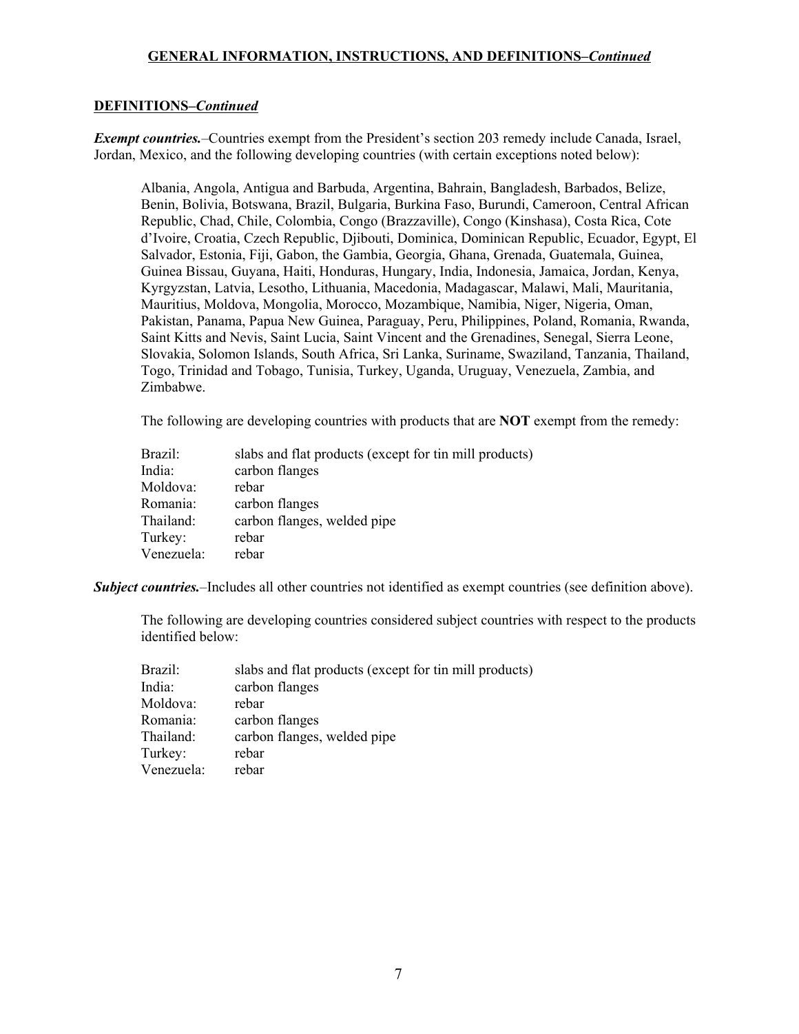## DEFINITIONS–*Continued*

***Exempt countries.***–Countries exempt from the President's section 203 remedy include Canada, Israel, Jordan, Mexico, and the following developing countries (with certain exceptions noted below):

Albania, Angola, Antigua and Barbuda, Argentina, Bahrain, Bangladesh, Barbados, Belize, Benin, Bolivia, Botswana, Brazil, Bulgaria, Burkina Faso, Burundi, Cameroon, Central African Republic, Chad, Chile, Colombia, Congo (Brazzaville), Congo (Kinshasa), Costa Rica, Cote d'Ivoire, Croatia, Czech Republic, Djibouti, Dominica, Dominican Republic, Ecuador, Egypt, El Salvador, Estonia, Fiji, Gabon, the Gambia, Georgia, Ghana, Grenada, Guatemala, Guinea, Guinea Bissau, Guyana, Haiti, Honduras, Hungary, India, Indonesia, Jamaica, Jordan, Kenya, Kyrgyzstan, Latvia, Lesotho, Lithuania, Macedonia, Madagascar, Malawi, Mali, Mauritania, Mauritius, Moldova, Mongolia, Morocco, Mozambique, Namibia, Niger, Nigeria, Oman, Pakistan, Panama, Papua New Guinea, Paraguay, Peru, Philippines, Poland, Romania, Rwanda, Saint Kitts and Nevis, Saint Lucia, Saint Vincent and the Grenadines, Senegal, Sierra Leone, Slovakia, Solomon Islands, South Africa, Sri Lanka, Suriname, Swaziland, Tanzania, Thailand, Togo, Trinidad and Tobago, Tunisia, Turkey, Uganda, Uruguay, Venezuela, Zambia, and Zimbabwe.

The following are developing countries with products that are **NOT** exempt from the remedy:

| | |
|---|---|
| Brazil: | slabs and flat products (except for tin mill products) |
| India: | carbon flanges |
| Moldova: | rebar |
| Romania: | carbon flanges |
| Thailand: | carbon flanges, welded pipe |
| Turkey: | rebar |
| Venezuela: | rebar |

***Subject countries.***–Includes all other countries not identified as exempt countries (see definition above).

The following are developing countries considered subject countries with respect to the products identified below:

| | |
|---|---|
| Brazil: | slabs and flat products (except for tin mill products) |
| India: | carbon flanges |
| Moldova: | rebar |
| Romania: | carbon flanges |
| Thailand: | carbon flanges, welded pipe |
| Turkey: | rebar |
| Venezuela: | rebar |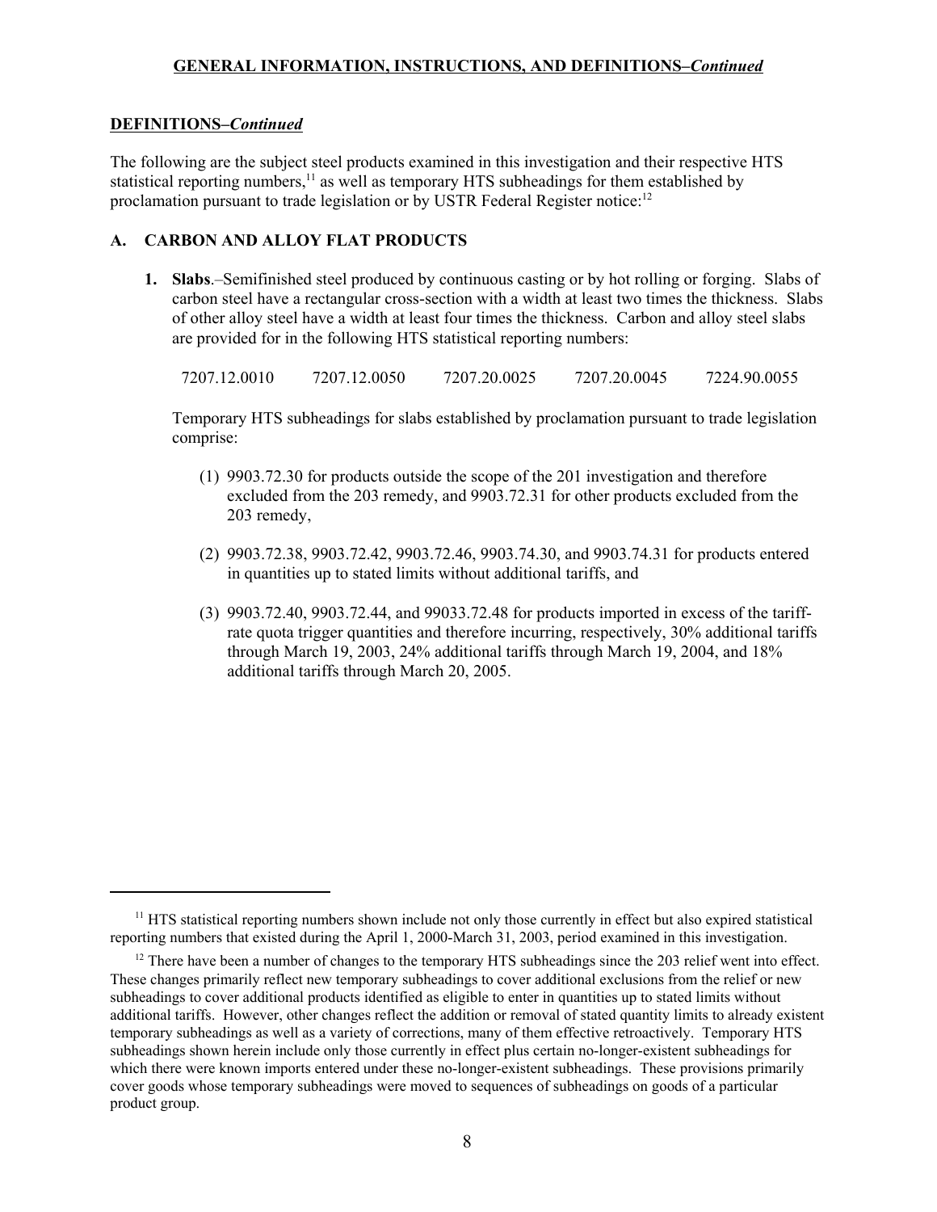## DEFINITIONS–*Continued*

The following are the subject steel products examined in this investigation and their respective HTS statistical reporting numbers,[11] as well as temporary HTS subheadings for them established by proclamation pursuant to trade legislation or by USTR Federal Register notice:[12]

### A. CARBON AND ALLOY FLAT PRODUCTS

1. **Slabs**.–Semifinished steel produced by continuous casting or by hot rolling or forging. Slabs of carbon steel have a rectangular cross-section with a width at least two times the thickness. Slabs of other alloy steel have a width at least four times the thickness. Carbon and alloy steel slabs are provided for in the following HTS statistical reporting numbers:

   7207.12.0010 7207.12.0050 7207.20.0025 7207.20.0045 7224.90.0055

   Temporary HTS subheadings for slabs established by proclamation pursuant to trade legislation comprise:

   (1) 9903.72.30 for products outside the scope of the 201 investigation and therefore excluded from the 203 remedy, and 9903.72.31 for other products excluded from the 203 remedy,

   (2) 9903.72.38, 9903.72.42, 9903.72.46, 9903.74.30, and 9903.74.31 for products entered in quantities up to stated limits without additional tariffs, and

   (3) 9903.72.40, 9903.72.44, and 99033.72.48 for products imported in excess of the tariff-rate quota trigger quantities and therefore incurring, respectively, 30% additional tariffs through March 19, 2003, 24% additional tariffs through March 19, 2004, and 18% additional tariffs through March 20, 2005.

---

[11] HTS statistical reporting numbers shown include not only those currently in effect but also expired statistical reporting numbers that existed during the April 1, 2000-March 31, 2003, period examined in this investigation.

[12] There have been a number of changes to the temporary HTS subheadings since the 203 relief went into effect. These changes primarily reflect new temporary subheadings to cover additional exclusions from the relief or new subheadings to cover additional products identified as eligible to enter in quantities up to stated limits without additional tariffs. However, other changes reflect the addition or removal of stated quantity limits to already existent temporary subheadings as well as a variety of corrections, many of them effective retroactively. Temporary HTS subheadings shown herein include only those currently in effect plus certain no-longer-existent subheadings for which there were known imports entered under these no-longer-existent subheadings. These provisions primarily cover goods whose temporary subheadings were moved to sequences of subheadings on goods of a particular product group.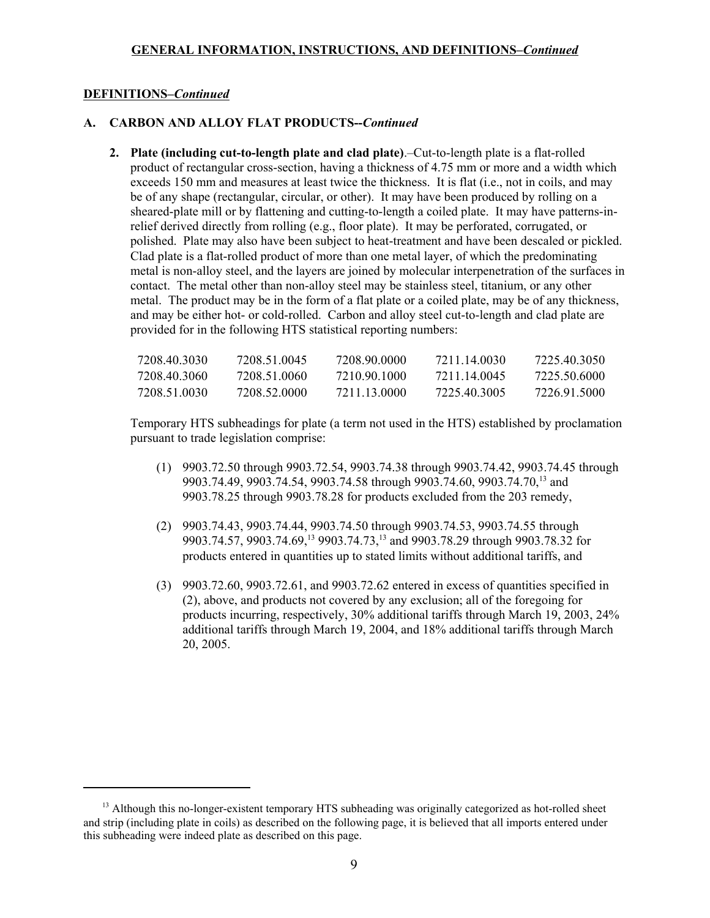## GENERAL INFORMATION, INSTRUCTIONS, AND DEFINITIONS–*Continued*

### DEFINITIONS–*Continued*

### A. CARBON AND ALLOY FLAT PRODUCTS--*Continued*

2. **Plate (including cut-to-length plate and clad plate)**.–Cut-to-length plate is a flat-rolled product of rectangular cross-section, having a thickness of 4.75 mm or more and a width which exceeds 150 mm and measures at least twice the thickness. It is flat (i.e., not in coils, and may be of any shape (rectangular, circular, or other). It may have been produced by rolling on a sheared-plate mill or by flattening and cutting-to-length a coiled plate. It may have patterns-in-relief derived directly from rolling (e.g., floor plate). It may be perforated, corrugated, or polished. Plate may also have been subject to heat-treatment and have been descaled or pickled. Clad plate is a flat-rolled product of more than one metal layer, of which the predominating metal is non-alloy steel, and the layers are joined by molecular interpenetration of the surfaces in contact. The metal other than non-alloy steel may be stainless steel, titanium, or any other metal. The product may be in the form of a flat plate or a coiled plate, may be of any thickness, and may be either hot- or cold-rolled. Carbon and alloy steel cut-to-length and clad plate are provided for in the following HTS statistical reporting numbers:

| | | | | |
|---|---|---|---|---|
| 7208.40.3030 | 7208.51.0045 | 7208.90.0000 | 7211.14.0030 | 7225.40.3050 |
| 7208.40.3060 | 7208.51.0060 | 7210.90.1000 | 7211.14.0045 | 7225.50.6000 |
| 7208.51.0030 | 7208.52.0000 | 7211.13.0000 | 7225.40.3005 | 7226.91.5000 |

Temporary HTS subheadings for plate (a term not used in the HTS) established by proclamation pursuant to trade legislation comprise:

(1) 9903.72.50 through 9903.72.54, 9903.74.38 through 9903.74.42, 9903.74.45 through 9903.74.49, 9903.74.54, 9903.74.58 through 9903.74.60, 9903.74.70,[13] and 9903.78.25 through 9903.78.28 for products excluded from the 203 remedy,

(2) 9903.74.43, 9903.74.44, 9903.74.50 through 9903.74.53, 9903.74.55 through 9903.74.57, 9903.74.69,[13] 9903.74.73,[13] and 9903.78.29 through 9903.78.32 for products entered in quantities up to stated limits without additional tariffs, and

(3) 9903.72.60, 9903.72.61, and 9903.72.62 entered in excess of quantities specified in (2), above, and products not covered by any exclusion; all of the foregoing for products incurring, respectively, 30% additional tariffs through March 19, 2003, 24% additional tariffs through March 19, 2004, and 18% additional tariffs through March 20, 2005.

---

[13] Although this no-longer-existent temporary HTS subheading was originally categorized as hot-rolled sheet and strip (including plate in coils) as described on the following page, it is believed that all imports entered under this subheading were indeed plate as described on this page.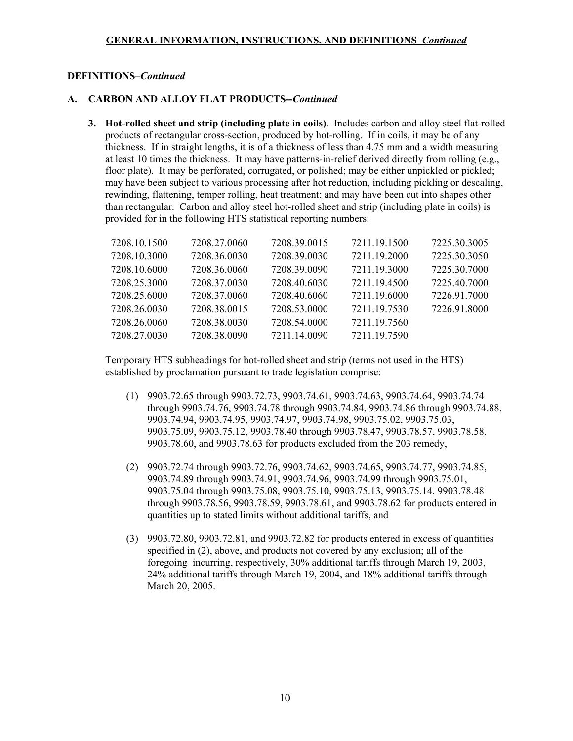## GENERAL INFORMATION, INSTRUCTIONS, AND DEFINITIONS–*Continued*

### DEFINITIONS–*Continued*

#### A. CARBON AND ALLOY FLAT PRODUCTS--*Continued*

**3. Hot-rolled sheet and strip (including plate in coils)**.–Includes carbon and alloy steel flat-rolled products of rectangular cross-section, produced by hot-rolling. If in coils, it may be of any thickness. If in straight lengths, it is of a thickness of less than 4.75 mm and a width measuring at least 10 times the thickness. It may have patterns-in-relief derived directly from rolling (e.g., floor plate). It may be perforated, corrugated, or polished; may be either unpickled or pickled; may have been subject to various processing after hot reduction, including pickling or descaling, rewinding, flattening, temper rolling, heat treatment; and may have been cut into shapes other than rectangular. Carbon and alloy steel hot-rolled sheet and strip (including plate in coils) is provided for in the following HTS statistical reporting numbers:

| | | | | |
|---|---|---|---|---|
| 7208.10.1500 | 7208.27.0060 | 7208.39.0015 | 7211.19.1500 | 7225.30.3005 |
| 7208.10.3000 | 7208.36.0030 | 7208.39.0030 | 7211.19.2000 | 7225.30.3050 |
| 7208.10.6000 | 7208.36.0060 | 7208.39.0090 | 7211.19.3000 | 7225.30.7000 |
| 7208.25.3000 | 7208.37.0030 | 7208.40.6030 | 7211.19.4500 | 7225.40.7000 |
| 7208.25.6000 | 7208.37.0060 | 7208.40.6060 | 7211.19.6000 | 7226.91.7000 |
| 7208.26.0030 | 7208.38.0015 | 7208.53.0000 | 7211.19.7530 | 7226.91.8000 |
| 7208.26.0060 | 7208.38.0030 | 7208.54.0000 | 7211.19.7560 | |
| 7208.27.0030 | 7208.38.0090 | 7211.14.0090 | 7211.19.7590 | |

Temporary HTS subheadings for hot-rolled sheet and strip (terms not used in the HTS) established by proclamation pursuant to trade legislation comprise:

(1) 9903.72.65 through 9903.72.73, 9903.74.61, 9903.74.63, 9903.74.64, 9903.74.74 through 9903.74.76, 9903.74.78 through 9903.74.84, 9903.74.86 through 9903.74.88, 9903.74.94, 9903.74.95, 9903.74.97, 9903.74.98, 9903.75.02, 9903.75.03, 9903.75.09, 9903.75.12, 9903.78.40 through 9903.78.47, 9903.78.57, 9903.78.58, 9903.78.60, and 9903.78.63 for products excluded from the 203 remedy,

(2) 9903.72.74 through 9903.72.76, 9903.74.62, 9903.74.65, 9903.74.77, 9903.74.85, 9903.74.89 through 9903.74.91, 9903.74.96, 9903.74.99 through 9903.75.01, 9903.75.04 through 9903.75.08, 9903.75.10, 9903.75.13, 9903.75.14, 9903.78.48 through 9903.78.56, 9903.78.59, 9903.78.61, and 9903.78.62 for products entered in quantities up to stated limits without additional tariffs, and

(3) 9903.72.80, 9903.72.81, and 9903.72.82 for products entered in excess of quantities specified in (2), above, and products not covered by any exclusion; all of the foregoing incurring, respectively, 30% additional tariffs through March 19, 2003, 24% additional tariffs through March 19, 2004, and 18% additional tariffs through March 20, 2005.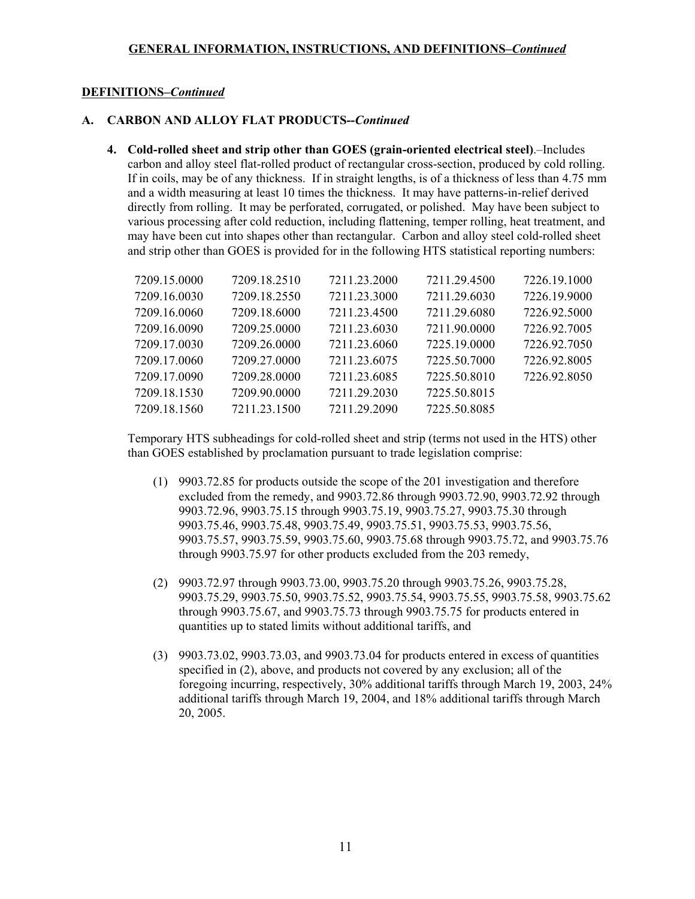**GENERAL INFORMATION, INSTRUCTIONS, AND DEFINITIONS–*Continued***

**DEFINITIONS–*Continued***

**A. CARBON AND ALLOY FLAT PRODUCTS--*Continued***

**4. Cold-rolled sheet and strip other than GOES (grain-oriented electrical steel)**.–Includes carbon and alloy steel flat-rolled product of rectangular cross-section, produced by cold rolling. If in coils, may be of any thickness. If in straight lengths, is of a thickness of less than 4.75 mm and a width measuring at least 10 times the thickness. It may have patterns-in-relief derived directly from rolling. It may be perforated, corrugated, or polished. May have been subject to various processing after cold reduction, including flattening, temper rolling, heat treatment, and may have been cut into shapes other than rectangular. Carbon and alloy steel cold-rolled sheet and strip other than GOES is provided for in the following HTS statistical reporting numbers:

| | | | | |
|---|---|---|---|---|
| 7209.15.0000 | 7209.18.2510 | 7211.23.2000 | 7211.29.4500 | 7226.19.1000 |
| 7209.16.0030 | 7209.18.2550 | 7211.23.3000 | 7211.29.6030 | 7226.19.9000 |
| 7209.16.0060 | 7209.18.6000 | 7211.23.4500 | 7211.29.6080 | 7226.92.5000 |
| 7209.16.0090 | 7209.25.0000 | 7211.23.6030 | 7211.90.0000 | 7226.92.7005 |
| 7209.17.0030 | 7209.26.0000 | 7211.23.6060 | 7225.19.0000 | 7226.92.7050 |
| 7209.17.0060 | 7209.27.0000 | 7211.23.6075 | 7225.50.7000 | 7226.92.8005 |
| 7209.17.0090 | 7209.28.0000 | 7211.23.6085 | 7225.50.8010 | 7226.92.8050 |
| 7209.18.1530 | 7209.90.0000 | 7211.29.2030 | 7225.50.8015 | |
| 7209.18.1560 | 7211.23.1500 | 7211.29.2090 | 7225.50.8085 | |

Temporary HTS subheadings for cold-rolled sheet and strip (terms not used in the HTS) other than GOES established by proclamation pursuant to trade legislation comprise:

(1) 9903.72.85 for products outside the scope of the 201 investigation and therefore excluded from the remedy, and 9903.72.86 through 9903.72.90, 9903.72.92 through 9903.72.96, 9903.75.15 through 9903.75.19, 9903.75.27, 9903.75.30 through 9903.75.46, 9903.75.48, 9903.75.49, 9903.75.51, 9903.75.53, 9903.75.56, 9903.75.57, 9903.75.59, 9903.75.60, 9903.75.68 through 9903.75.72, and 9903.75.76 through 9903.75.97 for other products excluded from the 203 remedy,

(2) 9903.72.97 through 9903.73.00, 9903.75.20 through 9903.75.26, 9903.75.28, 9903.75.29, 9903.75.50, 9903.75.52, 9903.75.54, 9903.75.55, 9903.75.58, 9903.75.62 through 9903.75.67, and 9903.75.73 through 9903.75.75 for products entered in quantities up to stated limits without additional tariffs, and

(3) 9903.73.02, 9903.73.03, and 9903.73.04 for products entered in excess of quantities specified in (2), above, and products not covered by any exclusion; all of the foregoing incurring, respectively, 30% additional tariffs through March 19, 2003, 24% additional tariffs through March 19, 2004, and 18% additional tariffs through March 20, 2005.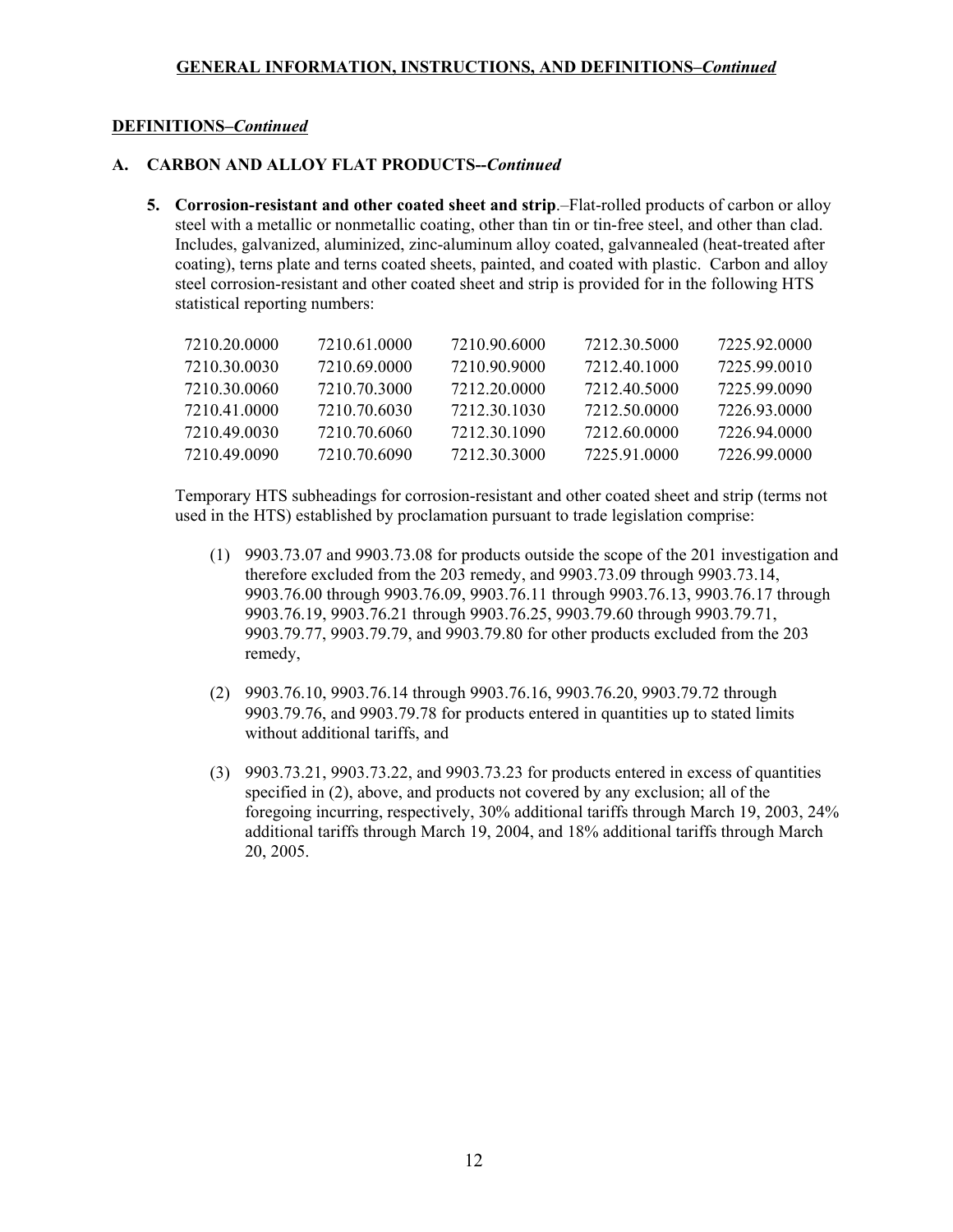**GENERAL INFORMATION, INSTRUCTIONS, AND DEFINITIONS–*Continued***

**DEFINITIONS–*Continued***

**A. CARBON AND ALLOY FLAT PRODUCTS--*Continued***

5. **Corrosion-resistant and other coated sheet and strip**.–Flat-rolled products of carbon or alloy steel with a metallic or nonmetallic coating, other than tin or tin-free steel, and other than clad. Includes, galvanized, aluminized, zinc-aluminum alloy coated, galvannealed (heat-treated after coating), terns plate and terns coated sheets, painted, and coated with plastic. Carbon and alloy steel corrosion-resistant and other coated sheet and strip is provided for in the following HTS statistical reporting numbers:

| | | | | |
|---|---|---|---|---|
| 7210.20.0000 | 7210.61.0000 | 7210.90.6000 | 7212.30.5000 | 7225.92.0000 |
| 7210.30.0030 | 7210.69.0000 | 7210.90.9000 | 7212.40.1000 | 7225.99.0010 |
| 7210.30.0060 | 7210.70.3000 | 7212.20.0000 | 7212.40.5000 | 7225.99.0090 |
| 7210.41.0000 | 7210.70.6030 | 7212.30.1030 | 7212.50.0000 | 7226.93.0000 |
| 7210.49.0030 | 7210.70.6060 | 7212.30.1090 | 7212.60.0000 | 7226.94.0000 |
| 7210.49.0090 | 7210.70.6090 | 7212.30.3000 | 7225.91.0000 | 7226.99.0000 |

Temporary HTS subheadings for corrosion-resistant and other coated sheet and strip (terms not used in the HTS) established by proclamation pursuant to trade legislation comprise:

(1) 9903.73.07 and 9903.73.08 for products outside the scope of the 201 investigation and therefore excluded from the 203 remedy, and 9903.73.09 through 9903.73.14, 9903.76.00 through 9903.76.09, 9903.76.11 through 9903.76.13, 9903.76.17 through 9903.76.19, 9903.76.21 through 9903.76.25, 9903.79.60 through 9903.79.71, 9903.79.77, 9903.79.79, and 9903.79.80 for other products excluded from the 203 remedy,

(2) 9903.76.10, 9903.76.14 through 9903.76.16, 9903.76.20, 9903.79.72 through 9903.79.76, and 9903.79.78 for products entered in quantities up to stated limits without additional tariffs, and

(3) 9903.73.21, 9903.73.22, and 9903.73.23 for products entered in excess of quantities specified in (2), above, and products not covered by any exclusion; all of the foregoing incurring, respectively, 30% additional tariffs through March 19, 2003, 24% additional tariffs through March 19, 2004, and 18% additional tariffs through March 20, 2005.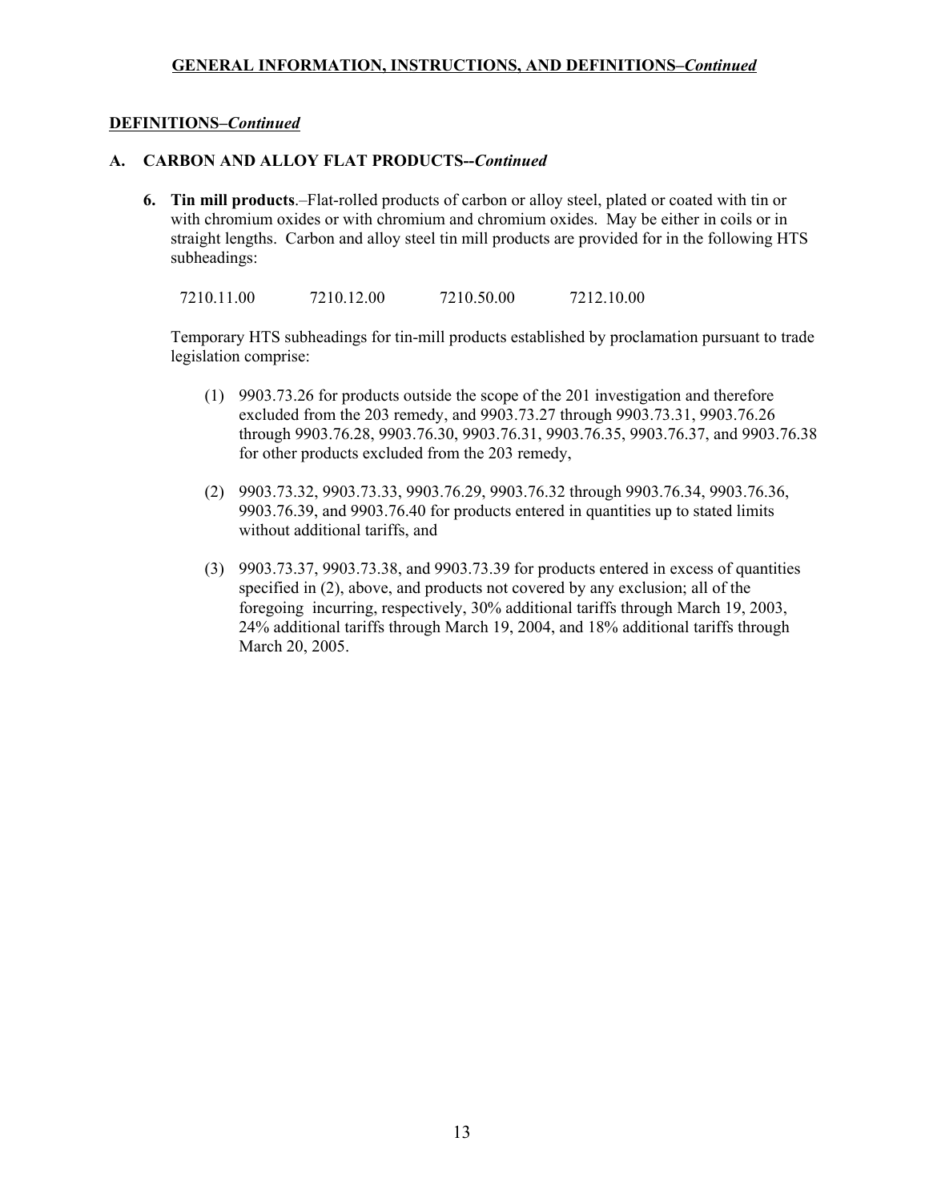## GENERAL INFORMATION, INSTRUCTIONS, AND DEFINITIONS–*Continued*

### DEFINITIONS–*Continued*

### A. CARBON AND ALLOY FLAT PRODUCTS--*Continued*

**6. Tin mill products**.–Flat-rolled products of carbon or alloy steel, plated or coated with tin or with chromium oxides or with chromium and chromium oxides. May be either in coils or in straight lengths. Carbon and alloy steel tin mill products are provided for in the following HTS subheadings:

7210.11.00 7210.12.00 7210.50.00 7212.10.00

Temporary HTS subheadings for tin-mill products established by proclamation pursuant to trade legislation comprise:

(1) 9903.73.26 for products outside the scope of the 201 investigation and therefore excluded from the 203 remedy, and 9903.73.27 through 9903.73.31, 9903.76.26 through 9903.76.28, 9903.76.30, 9903.76.31, 9903.76.35, 9903.76.37, and 9903.76.38 for other products excluded from the 203 remedy,

(2) 9903.73.32, 9903.73.33, 9903.76.29, 9903.76.32 through 9903.76.34, 9903.76.36, 9903.76.39, and 9903.76.40 for products entered in quantities up to stated limits without additional tariffs, and

(3) 9903.73.37, 9903.73.38, and 9903.73.39 for products entered in excess of quantities specified in (2), above, and products not covered by any exclusion; all of the foregoing incurring, respectively, 30% additional tariffs through March 19, 2003, 24% additional tariffs through March 19, 2004, and 18% additional tariffs through March 20, 2005.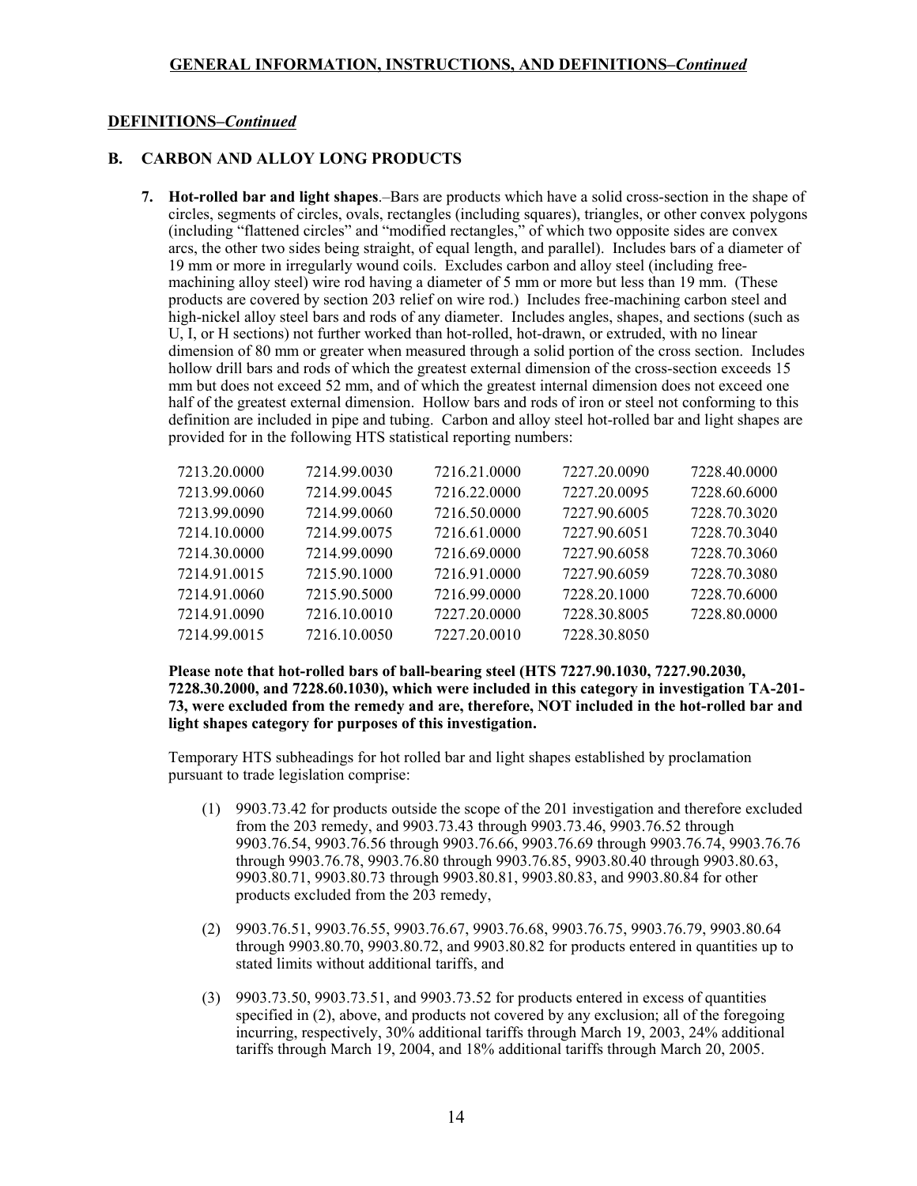## GENERAL INFORMATION, INSTRUCTIONS, AND DEFINITIONS–*Continued*

### DEFINITIONS–*Continued*

### B. CARBON AND ALLOY LONG PRODUCTS

**7. Hot-rolled bar and light shapes**.–Bars are products which have a solid cross-section in the shape of circles, segments of circles, ovals, rectangles (including squares), triangles, or other convex polygons (including "flattened circles" and "modified rectangles," of which two opposite sides are convex arcs, the other two sides being straight, of equal length, and parallel). Includes bars of a diameter of 19 mm or more in irregularly wound coils. Excludes carbon and alloy steel (including free-machining alloy steel) wire rod having a diameter of 5 mm or more but less than 19 mm. (These products are covered by section 203 relief on wire rod.) Includes free-machining carbon steel and high-nickel alloy steel bars and rods of any diameter. Includes angles, shapes, and sections (such as U, I, or H sections) not further worked than hot-rolled, hot-drawn, or extruded, with no linear dimension of 80 mm or greater when measured through a solid portion of the cross section. Includes hollow drill bars and rods of which the greatest external dimension of the cross-section exceeds 15 mm but does not exceed 52 mm, and of which the greatest internal dimension does not exceed one half of the greatest external dimension. Hollow bars and rods of iron or steel not conforming to this definition are included in pipe and tubing. Carbon and alloy steel hot-rolled bar and light shapes are provided for in the following HTS statistical reporting numbers:

| | | | | |
|---|---|---|---|---|
| 7213.20.0000 | 7214.99.0030 | 7216.21.0000 | 7227.20.0090 | 7228.40.0000 |
| 7213.99.0060 | 7214.99.0045 | 7216.22.0000 | 7227.20.0095 | 7228.60.6000 |
| 7213.99.0090 | 7214.99.0060 | 7216.50.0000 | 7227.90.6005 | 7228.70.3020 |
| 7214.10.0000 | 7214.99.0075 | 7216.61.0000 | 7227.90.6051 | 7228.70.3040 |
| 7214.30.0000 | 7214.99.0090 | 7216.69.0000 | 7227.90.6058 | 7228.70.3060 |
| 7214.91.0015 | 7215.90.1000 | 7216.91.0000 | 7227.90.6059 | 7228.70.3080 |
| 7214.91.0060 | 7215.90.5000 | 7216.99.0000 | 7228.20.1000 | 7228.70.6000 |
| 7214.91.0090 | 7216.10.0010 | 7227.20.0000 | 7228.30.8005 | 7228.80.0000 |
| 7214.99.0015 | 7216.10.0050 | 7227.20.0010 | 7228.30.8050 | |

**Please note that hot-rolled bars of ball-bearing steel (HTS 7227.90.1030, 7227.90.2030, 7228.30.2000, and 7228.60.1030), which were included in this category in investigation TA-201-73, were excluded from the remedy and are, therefore, NOT included in the hot-rolled bar and light shapes category for purposes of this investigation.**

Temporary HTS subheadings for hot rolled bar and light shapes established by proclamation pursuant to trade legislation comprise:

(1) 9903.73.42 for products outside the scope of the 201 investigation and therefore excluded from the 203 remedy, and 9903.73.43 through 9903.73.46, 9903.76.52 through 9903.76.54, 9903.76.56 through 9903.76.66, 9903.76.69 through 9903.76.74, 9903.76.76 through 9903.76.78, 9903.76.80 through 9903.76.85, 9903.80.40 through 9903.80.63, 9903.80.71, 9903.80.73 through 9903.80.81, 9903.80.83, and 9903.80.84 for other products excluded from the 203 remedy,

(2) 9903.76.51, 9903.76.55, 9903.76.67, 9903.76.68, 9903.76.75, 9903.76.79, 9903.80.64 through 9903.80.70, 9903.80.72, and 9903.80.82 for products entered in quantities up to stated limits without additional tariffs, and

(3) 9903.73.50, 9903.73.51, and 9903.73.52 for products entered in excess of quantities specified in (2), above, and products not covered by any exclusion; all of the foregoing incurring, respectively, 30% additional tariffs through March 19, 2003, 24% additional tariffs through March 19, 2004, and 18% additional tariffs through March 20, 2005.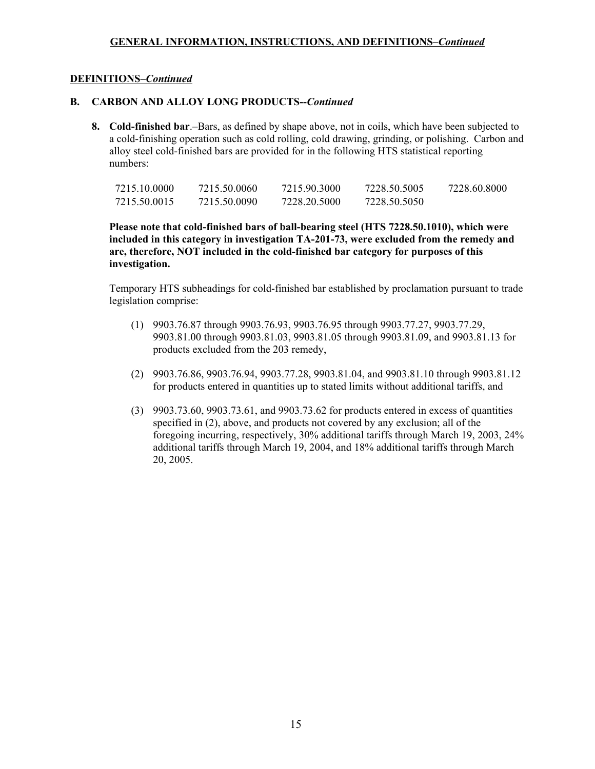**GENERAL INFORMATION, INSTRUCTIONS, AND DEFINITIONS–*Continued***

**DEFINITIONS–*Continued***

**B. CARBON AND ALLOY LONG PRODUCTS--*Continued***

**8. Cold-finished bar**.–Bars, as defined by shape above, not in coils, which have been subjected to a cold-finishing operation such as cold rolling, cold drawing, grinding, or polishing. Carbon and alloy steel cold-finished bars are provided for in the following HTS statistical reporting numbers:

| | | | | |
|---|---|---|---|---|
| 7215.10.0000 | 7215.50.0060 | 7215.90.3000 | 7228.50.5005 | 7228.60.8000 |
| 7215.50.0015 | 7215.50.0090 | 7228.20.5000 | 7228.50.5050 | |

**Please note that cold-finished bars of ball-bearing steel (HTS 7228.50.1010), which were included in this category in investigation TA-201-73, were excluded from the remedy and are, therefore, NOT included in the cold-finished bar category for purposes of this investigation.**

Temporary HTS subheadings for cold-finished bar established by proclamation pursuant to trade legislation comprise:

(1) 9903.76.87 through 9903.76.93, 9903.76.95 through 9903.77.27, 9903.77.29, 9903.81.00 through 9903.81.03, 9903.81.05 through 9903.81.09, and 9903.81.13 for products excluded from the 203 remedy,

(2) 9903.76.86, 9903.76.94, 9903.77.28, 9903.81.04, and 9903.81.10 through 9903.81.12 for products entered in quantities up to stated limits without additional tariffs, and

(3) 9903.73.60, 9903.73.61, and 9903.73.62 for products entered in excess of quantities specified in (2), above, and products not covered by any exclusion; all of the foregoing incurring, respectively, 30% additional tariffs through March 19, 2003, 24% additional tariffs through March 19, 2004, and 18% additional tariffs through March 20, 2005.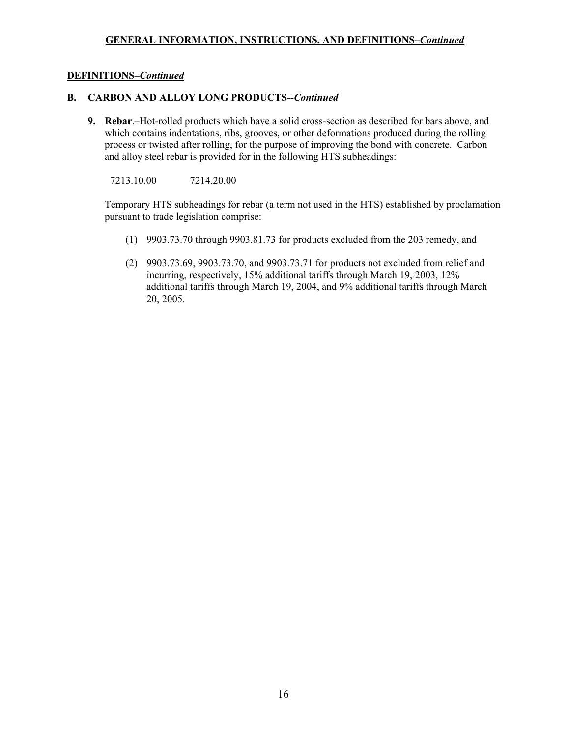**GENERAL INFORMATION, INSTRUCTIONS, AND DEFINITIONS–*Continued***

**DEFINITIONS–*Continued***

**B. CARBON AND ALLOY LONG PRODUCTS--*Continued***

**9. Rebar**.–Hot-rolled products which have a solid cross-section as described for bars above, and which contains indentations, ribs, grooves, or other deformations produced during the rolling process or twisted after rolling, for the purpose of improving the bond with concrete. Carbon and alloy steel rebar is provided for in the following HTS subheadings:

7213.10.00 7214.20.00

Temporary HTS subheadings for rebar (a term not used in the HTS) established by proclamation pursuant to trade legislation comprise:

(1) 9903.73.70 through 9903.81.73 for products excluded from the 203 remedy, and

(2) 9903.73.69, 9903.73.70, and 9903.73.71 for products not excluded from relief and incurring, respectively, 15% additional tariffs through March 19, 2003, 12% additional tariffs through March 19, 2004, and 9% additional tariffs through March 20, 2005.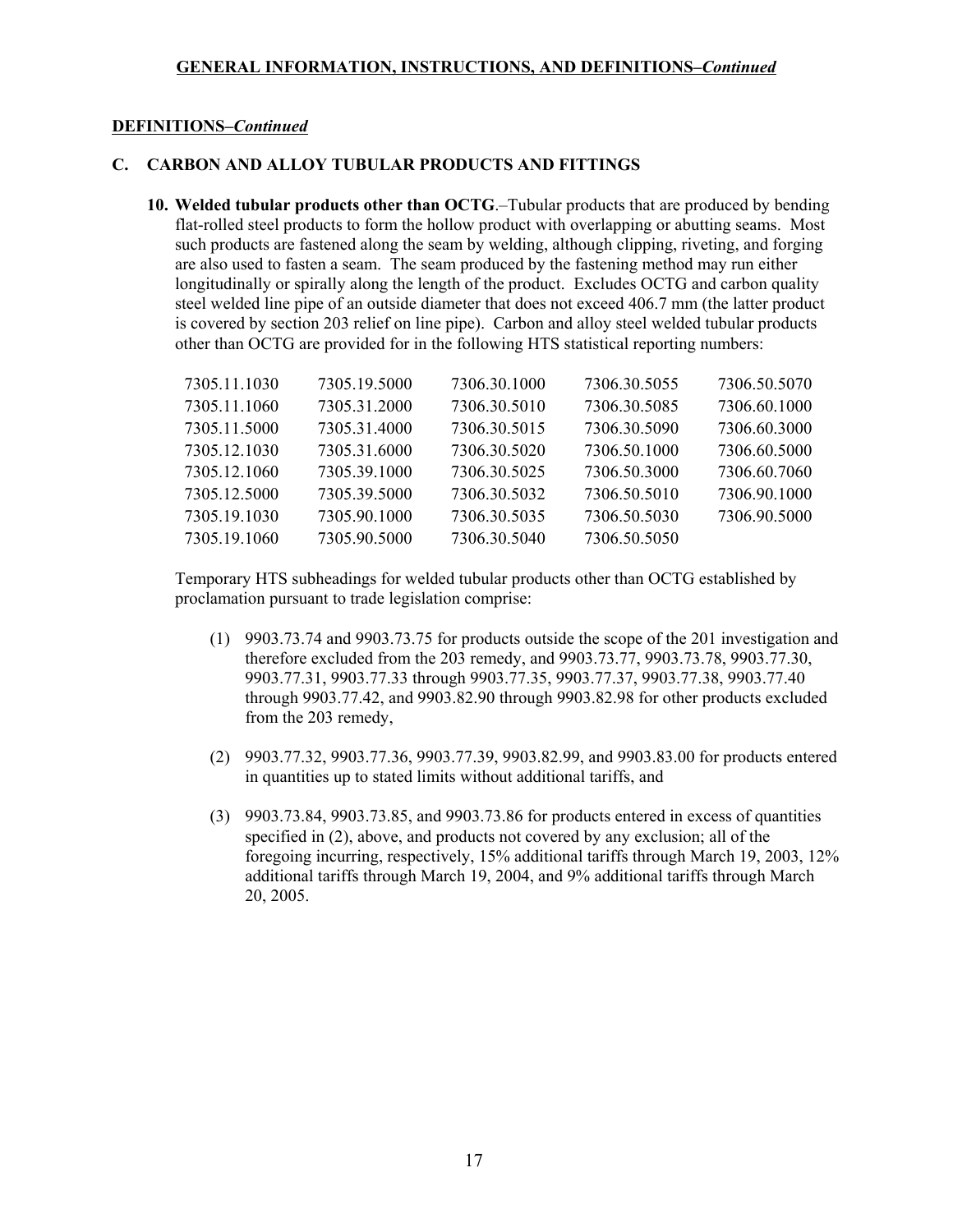**GENERAL INFORMATION, INSTRUCTIONS, AND DEFINITIONS–*Continued***

**DEFINITIONS–*Continued***

## C. CARBON AND ALLOY TUBULAR PRODUCTS AND FITTINGS

**10. Welded tubular products other than OCTG**.–Tubular products that are produced by bending flat-rolled steel products to form the hollow product with overlapping or abutting seams. Most such products are fastened along the seam by welding, although clipping, riveting, and forging are also used to fasten a seam. The seam produced by the fastening method may run either longitudinally or spirally along the length of the product. Excludes OCTG and carbon quality steel welded line pipe of an outside diameter that does not exceed 406.7 mm (the latter product is covered by section 203 relief on line pipe). Carbon and alloy steel welded tubular products other than OCTG are provided for in the following HTS statistical reporting numbers:

| | | | | |
|---|---|---|---|---|
| 7305.11.1030 | 7305.19.5000 | 7306.30.1000 | 7306.30.5055 | 7306.50.5070 |
| 7305.11.1060 | 7305.31.2000 | 7306.30.5010 | 7306.30.5085 | 7306.60.1000 |
| 7305.11.5000 | 7305.31.4000 | 7306.30.5015 | 7306.30.5090 | 7306.60.3000 |
| 7305.12.1030 | 7305.31.6000 | 7306.30.5020 | 7306.50.1000 | 7306.60.5000 |
| 7305.12.1060 | 7305.39.1000 | 7306.30.5025 | 7306.50.3000 | 7306.60.7060 |
| 7305.12.5000 | 7305.39.5000 | 7306.30.5032 | 7306.50.5010 | 7306.90.1000 |
| 7305.19.1030 | 7305.90.1000 | 7306.30.5035 | 7306.50.5030 | 7306.90.5000 |
| 7305.19.1060 | 7305.90.5000 | 7306.30.5040 | 7306.50.5050 | |

Temporary HTS subheadings for welded tubular products other than OCTG established by proclamation pursuant to trade legislation comprise:

(1) 9903.73.74 and 9903.73.75 for products outside the scope of the 201 investigation and therefore excluded from the 203 remedy, and 9903.73.77, 9903.73.78, 9903.77.30, 9903.77.31, 9903.77.33 through 9903.77.35, 9903.77.37, 9903.77.38, 9903.77.40 through 9903.77.42, and 9903.82.90 through 9903.82.98 for other products excluded from the 203 remedy,

(2) 9903.77.32, 9903.77.36, 9903.77.39, 9903.82.99, and 9903.83.00 for products entered in quantities up to stated limits without additional tariffs, and

(3) 9903.73.84, 9903.73.85, and 9903.73.86 for products entered in excess of quantities specified in (2), above, and products not covered by any exclusion; all of the foregoing incurring, respectively, 15% additional tariffs through March 19, 2003, 12% additional tariffs through March 19, 2004, and 9% additional tariffs through March 20, 2005.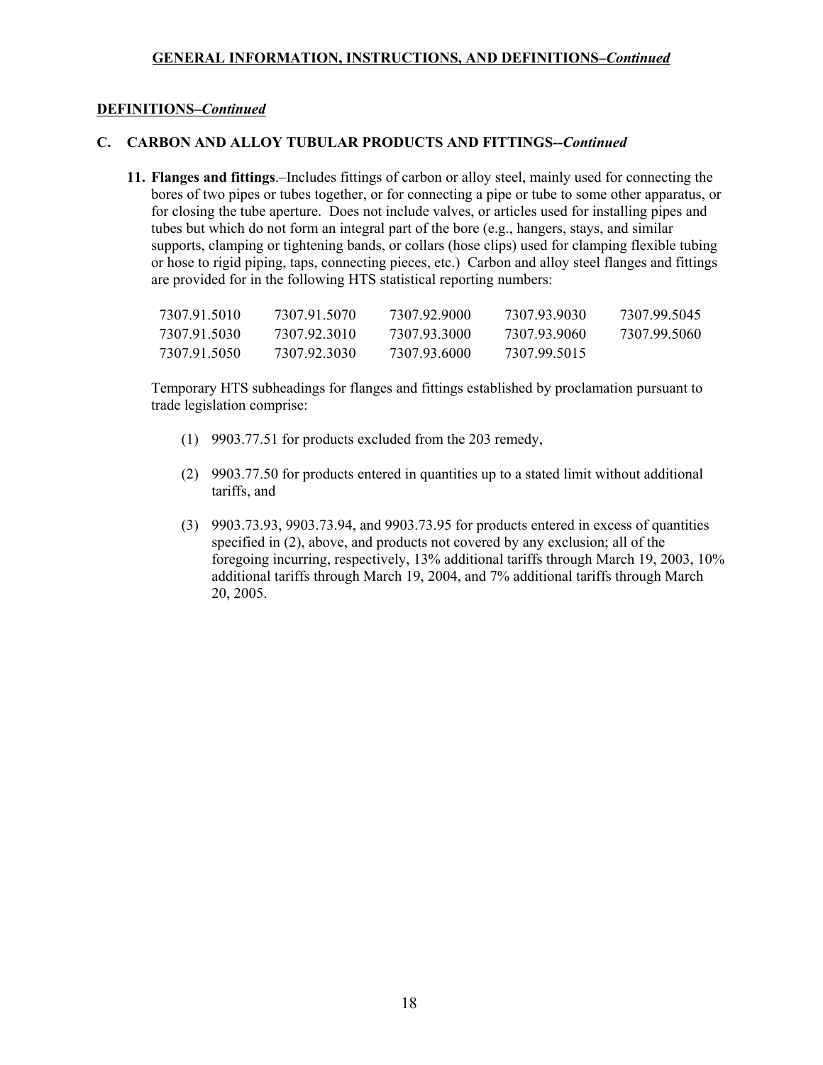**GENERAL INFORMATION, INSTRUCTIONS, AND DEFINITIONS–*Continued***

**DEFINITIONS–*Continued***

### C. CARBON AND ALLOY TUBULAR PRODUCTS AND FITTINGS--*Continued*

**11. Flanges and fittings**.–Includes fittings of carbon or alloy steel, mainly used for connecting the bores of two pipes or tubes together, or for connecting a pipe or tube to some other apparatus, or for closing the tube aperture. Does not include valves, or articles used for installing pipes and tubes but which do not form an integral part of the bore (e.g., hangers, stays, and similar supports, clamping or tightening bands, or collars (hose clips) used for clamping flexible tubing or hose to rigid piping, taps, connecting pieces, etc.) Carbon and alloy steel flanges and fittings are provided for in the following HTS statistical reporting numbers:

| | | | | |
|---|---|---|---|---|
| 7307.91.5010 | 7307.91.5070 | 7307.92.9000 | 7307.93.9030 | 7307.99.5045 |
| 7307.91.5030 | 7307.92.3010 | 7307.93.3000 | 7307.93.9060 | 7307.99.5060 |
| 7307.91.5050 | 7307.92.3030 | 7307.93.6000 | 7307.99.5015 | |

Temporary HTS subheadings for flanges and fittings established by proclamation pursuant to trade legislation comprise:

(1) 9903.77.51 for products excluded from the 203 remedy,

(2) 9903.77.50 for products entered in quantities up to a stated limit without additional tariffs, and

(3) 9903.73.93, 9903.73.94, and 9903.73.95 for products entered in excess of quantities specified in (2), above, and products not covered by any exclusion; all of the foregoing incurring, respectively, 13% additional tariffs through March 19, 2003, 10% additional tariffs through March 19, 2004, and 7% additional tariffs through March 20, 2005.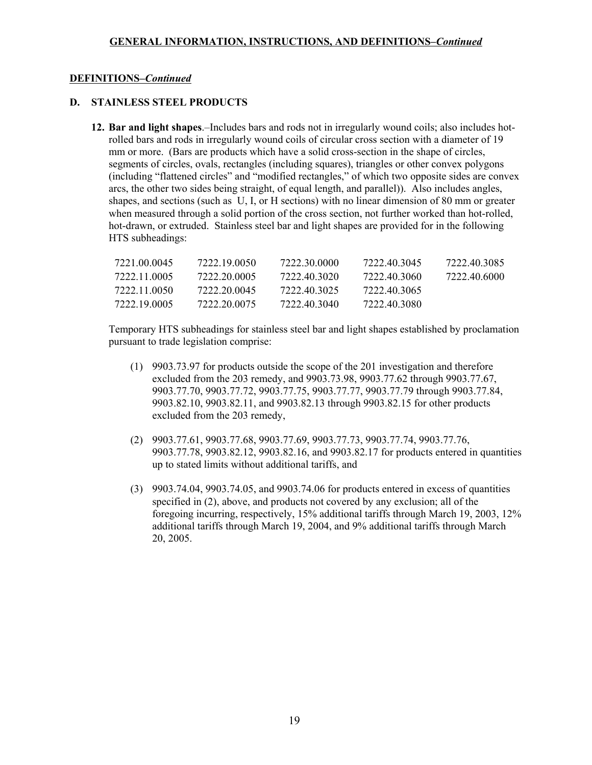## DEFINITIONS–*Continued*

### D. STAINLESS STEEL PRODUCTS

**12. Bar and light shapes**.–Includes bars and rods not in irregularly wound coils; also includes hot-rolled bars and rods in irregularly wound coils of circular cross section with a diameter of 19 mm or more. (Bars are products which have a solid cross-section in the shape of circles, segments of circles, ovals, rectangles (including squares), triangles or other convex polygons (including "flattened circles" and "modified rectangles," of which two opposite sides are convex arcs, the other two sides being straight, of equal length, and parallel)). Also includes angles, shapes, and sections (such as U, I, or H sections) with no linear dimension of 80 mm or greater when measured through a solid portion of the cross section, not further worked than hot-rolled, hot-drawn, or extruded. Stainless steel bar and light shapes are provided for in the following HTS subheadings:

| | | | | |
|---|---|---|---|---|
| 7221.00.0045 | 7222.19.0050 | 7222.30.0000 | 7222.40.3045 | 7222.40.3085 |
| 7222.11.0005 | 7222.20.0005 | 7222.40.3020 | 7222.40.3060 | 7222.40.6000 |
| 7222.11.0050 | 7222.20.0045 | 7222.40.3025 | 7222.40.3065 | |
| 7222.19.0005 | 7222.20.0075 | 7222.40.3040 | 7222.40.3080 | |

Temporary HTS subheadings for stainless steel bar and light shapes established by proclamation pursuant to trade legislation comprise:

(1) 9903.73.97 for products outside the scope of the 201 investigation and therefore excluded from the 203 remedy, and 9903.73.98, 9903.77.62 through 9903.77.67, 9903.77.70, 9903.77.72, 9903.77.75, 9903.77.77, 9903.77.79 through 9903.77.84, 9903.82.10, 9903.82.11, and 9903.82.13 through 9903.82.15 for other products excluded from the 203 remedy,

(2) 9903.77.61, 9903.77.68, 9903.77.69, 9903.77.73, 9903.77.74, 9903.77.76, 9903.77.78, 9903.82.12, 9903.82.16, and 9903.82.17 for products entered in quantities up to stated limits without additional tariffs, and

(3) 9903.74.04, 9903.74.05, and 9903.74.06 for products entered in excess of quantities specified in (2), above, and products not covered by any exclusion; all of the foregoing incurring, respectively, 15% additional tariffs through March 19, 2003, 12% additional tariffs through March 19, 2004, and 9% additional tariffs through March 20, 2005.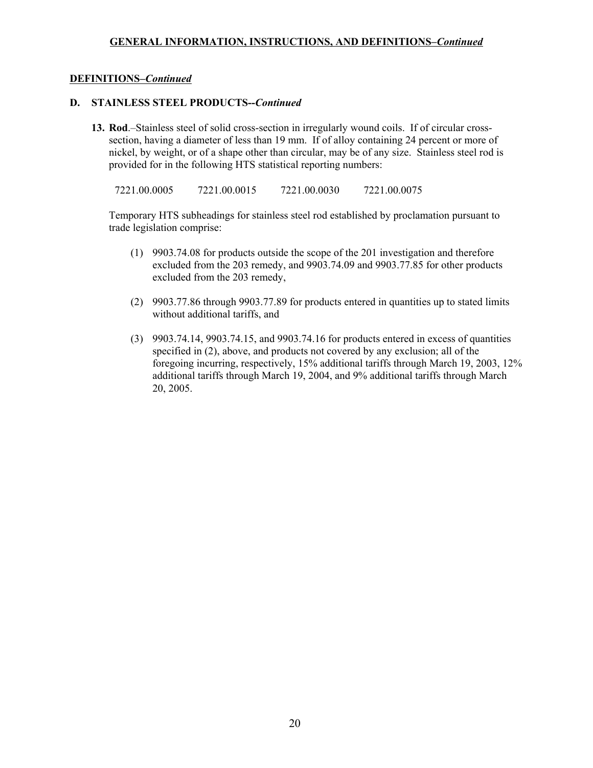**GENERAL INFORMATION, INSTRUCTIONS, AND DEFINITIONS–*Continued***

**DEFINITIONS–*Continued***

**D. STAINLESS STEEL PRODUCTS--*Continued***

**13. Rod**.–Stainless steel of solid cross-section in irregularly wound coils. If of circular cross-section, having a diameter of less than 19 mm. If of alloy containing 24 percent or more of nickel, by weight, or of a shape other than circular, may be of any size. Stainless steel rod is provided for in the following HTS statistical reporting numbers:

7221.00.0005 7221.00.0015 7221.00.0030 7221.00.0075

Temporary HTS subheadings for stainless steel rod established by proclamation pursuant to trade legislation comprise:

(1) 9903.74.08 for products outside the scope of the 201 investigation and therefore excluded from the 203 remedy, and 9903.74.09 and 9903.77.85 for other products excluded from the 203 remedy,

(2) 9903.77.86 through 9903.77.89 for products entered in quantities up to stated limits without additional tariffs, and

(3) 9903.74.14, 9903.74.15, and 9903.74.16 for products entered in excess of quantities specified in (2), above, and products not covered by any exclusion; all of the foregoing incurring, respectively, 15% additional tariffs through March 19, 2003, 12% additional tariffs through March 19, 2004, and 9% additional tariffs through March 20, 2005.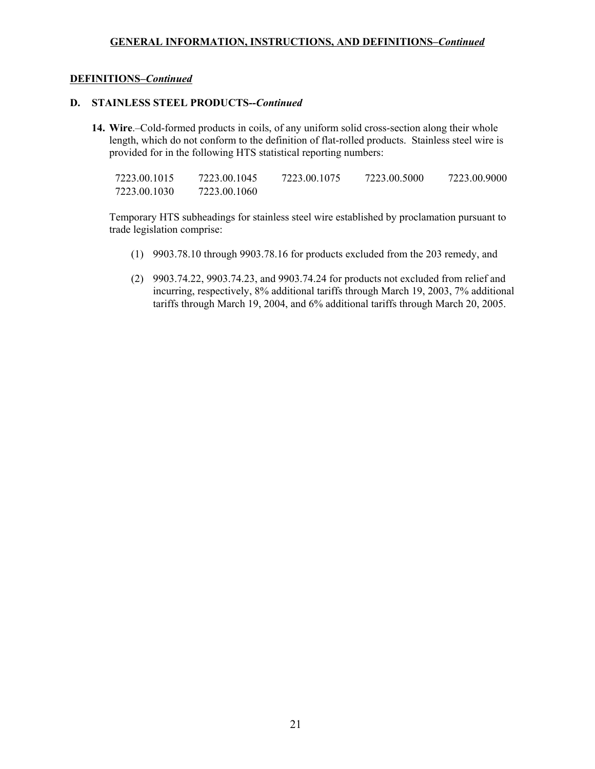## GENERAL INFORMATION, INSTRUCTIONS, AND DEFINITIONS–*Continued*

### DEFINITIONS–*Continued*

### D. STAINLESS STEEL PRODUCTS--*Continued*

**14. Wire**.–Cold-formed products in coils, of any uniform solid cross-section along their whole length, which do not conform to the definition of flat-rolled products. Stainless steel wire is provided for in the following HTS statistical reporting numbers:

| | | | | |
|---|---|---|---|---|
| 7223.00.1015 | 7223.00.1045 | 7223.00.1075 | 7223.00.5000 | 7223.00.9000 |
| 7223.00.1030 | 7223.00.1060 | | | |

Temporary HTS subheadings for stainless steel wire established by proclamation pursuant to trade legislation comprise:

(1) 9903.78.10 through 9903.78.16 for products excluded from the 203 remedy, and

(2) 9903.74.22, 9903.74.23, and 9903.74.24 for products not excluded from relief and incurring, respectively, 8% additional tariffs through March 19, 2003, 7% additional tariffs through March 19, 2004, and 6% additional tariffs through March 20, 2005.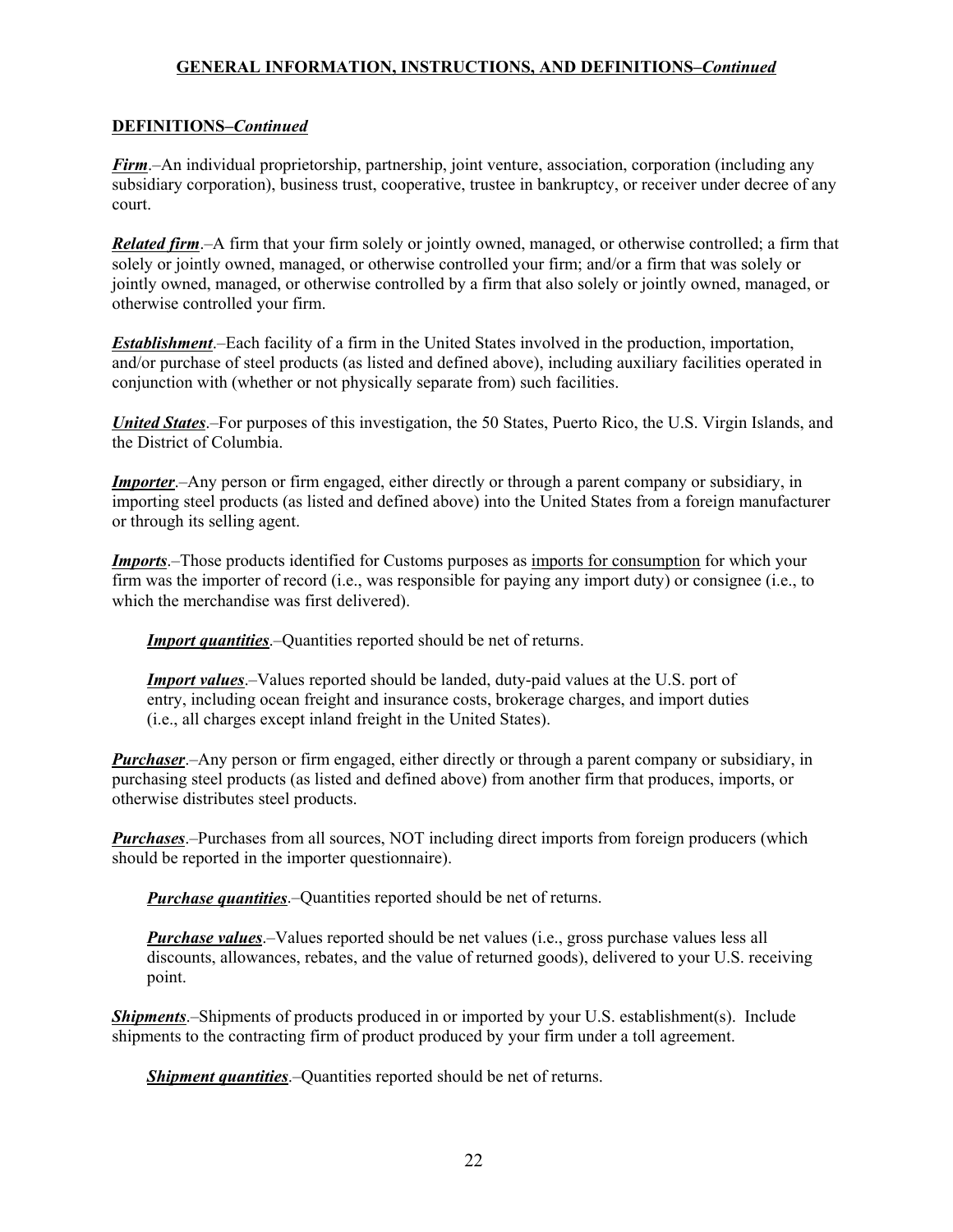## GENERAL INFORMATION, INSTRUCTIONS, AND DEFINITIONS–*Continued*

### DEFINITIONS–*Continued*

***Firm***.–An individual proprietorship, partnership, joint venture, association, corporation (including any subsidiary corporation), business trust, cooperative, trustee in bankruptcy, or receiver under decree of any court.

***Related firm***.–A firm that your firm solely or jointly owned, managed, or otherwise controlled; a firm that solely or jointly owned, managed, or otherwise controlled your firm; and/or a firm that was solely or jointly owned, managed, or otherwise controlled by a firm that also solely or jointly owned, managed, or otherwise controlled your firm.

***Establishment***.–Each facility of a firm in the United States involved in the production, importation, and/or purchase of steel products (as listed and defined above), including auxiliary facilities operated in conjunction with (whether or not physically separate from) such facilities.

***United States***.–For purposes of this investigation, the 50 States, Puerto Rico, the U.S. Virgin Islands, and the District of Columbia.

***Importer***.–Any person or firm engaged, either directly or through a parent company or subsidiary, in importing steel products (as listed and defined above) into the United States from a foreign manufacturer or through its selling agent.

***Imports***.–Those products identified for Customs purposes as imports for consumption for which your firm was the importer of record (i.e., was responsible for paying any import duty) or consignee (i.e., to which the merchandise was first delivered).

> ***Import quantities***.–Quantities reported should be net of returns.
>
> ***Import values***.–Values reported should be landed, duty-paid values at the U.S. port of entry, including ocean freight and insurance costs, brokerage charges, and import duties (i.e., all charges except inland freight in the United States).

***Purchaser***.–Any person or firm engaged, either directly or through a parent company or subsidiary, in purchasing steel products (as listed and defined above) from another firm that produces, imports, or otherwise distributes steel products.

***Purchases***.–Purchases from all sources, NOT including direct imports from foreign producers (which should be reported in the importer questionnaire).

> ***Purchase quantities***.–Quantities reported should be net of returns.
>
> ***Purchase values***.–Values reported should be net values (i.e., gross purchase values less all discounts, allowances, rebates, and the value of returned goods), delivered to your U.S. receiving point.

***Shipments***.–Shipments of products produced in or imported by your U.S. establishment(s). Include shipments to the contracting firm of product produced by your firm under a toll agreement.

> ***Shipment quantities***.–Quantities reported should be net of returns.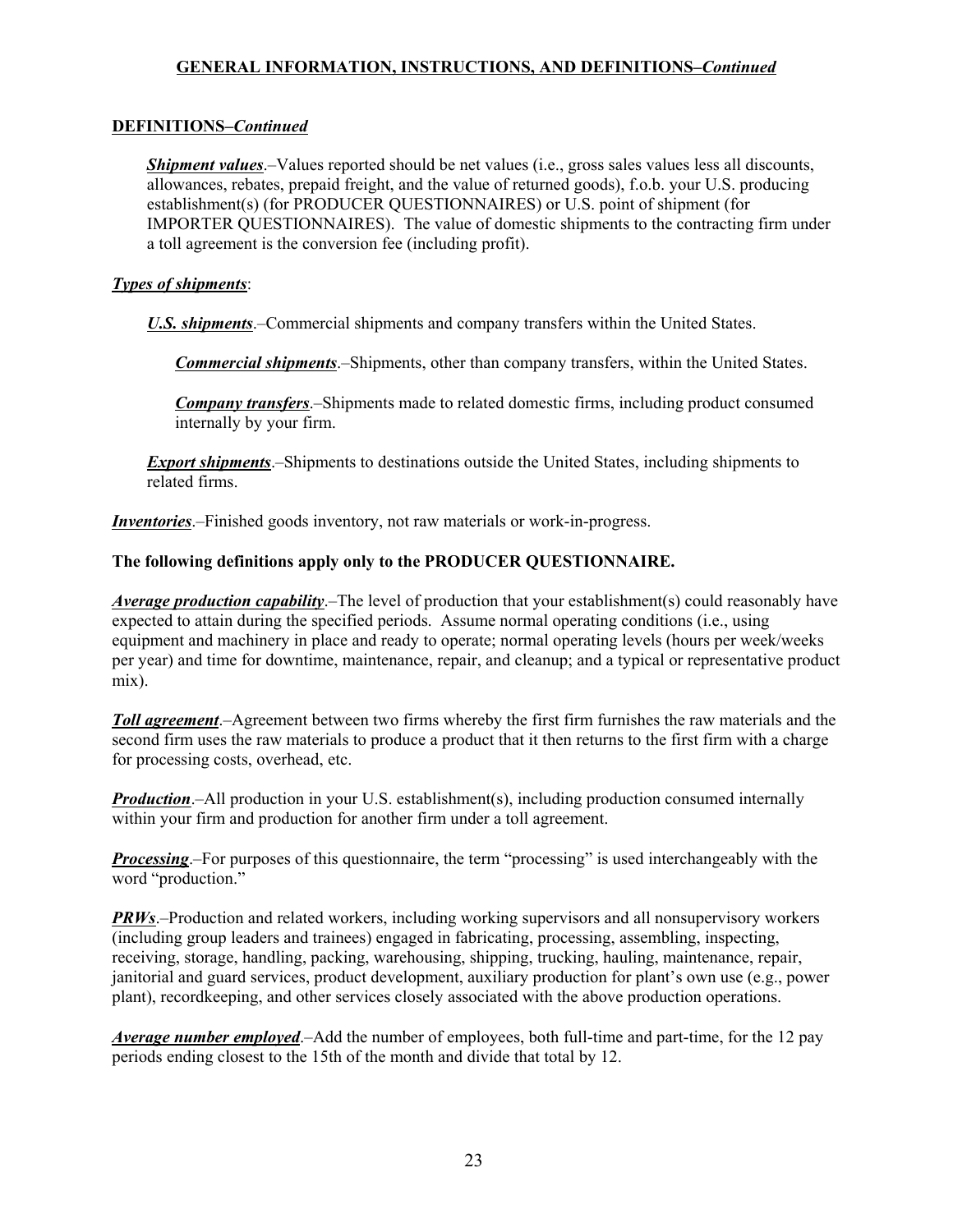## GENERAL INFORMATION, INSTRUCTIONS, AND DEFINITIONS–*Continued*

### DEFINITIONS–*Continued*

***Shipment values***.–Values reported should be net values (i.e., gross sales values less all discounts, allowances, rebates, prepaid freight, and the value of returned goods), f.o.b. your U.S. producing establishment(s) (for PRODUCER QUESTIONNAIRES) or U.S. point of shipment (for IMPORTER QUESTIONNAIRES). The value of domestic shipments to the contracting firm under a toll agreement is the conversion fee (including profit).

***Types of shipments***:

***U.S. shipments***.–Commercial shipments and company transfers within the United States.

***Commercial shipments***.–Shipments, other than company transfers, within the United States.

***Company transfers***.–Shipments made to related domestic firms, including product consumed internally by your firm.

***Export shipments***.–Shipments to destinations outside the United States, including shipments to related firms.

***Inventories***.–Finished goods inventory, not raw materials or work-in-progress.

**The following definitions apply only to the PRODUCER QUESTIONNAIRE.**

***Average production capability***.–The level of production that your establishment(s) could reasonably have expected to attain during the specified periods. Assume normal operating conditions (i.e., using equipment and machinery in place and ready to operate; normal operating levels (hours per week/weeks per year) and time for downtime, maintenance, repair, and cleanup; and a typical or representative product mix).

***Toll agreement***.–Agreement between two firms whereby the first firm furnishes the raw materials and the second firm uses the raw materials to produce a product that it then returns to the first firm with a charge for processing costs, overhead, etc.

***Production***.–All production in your U.S. establishment(s), including production consumed internally within your firm and production for another firm under a toll agreement.

***Processing***.–For purposes of this questionnaire, the term "processing" is used interchangeably with the word "production."

***PRWs***.–Production and related workers, including working supervisors and all nonsupervisory workers (including group leaders and trainees) engaged in fabricating, processing, assembling, inspecting, receiving, storage, handling, packing, warehousing, shipping, trucking, hauling, maintenance, repair, janitorial and guard services, product development, auxiliary production for plant's own use (e.g., power plant), recordkeeping, and other services closely associated with the above production operations.

***Average number employed***.–Add the number of employees, both full-time and part-time, for the 12 pay periods ending closest to the 15th of the month and divide that total by 12.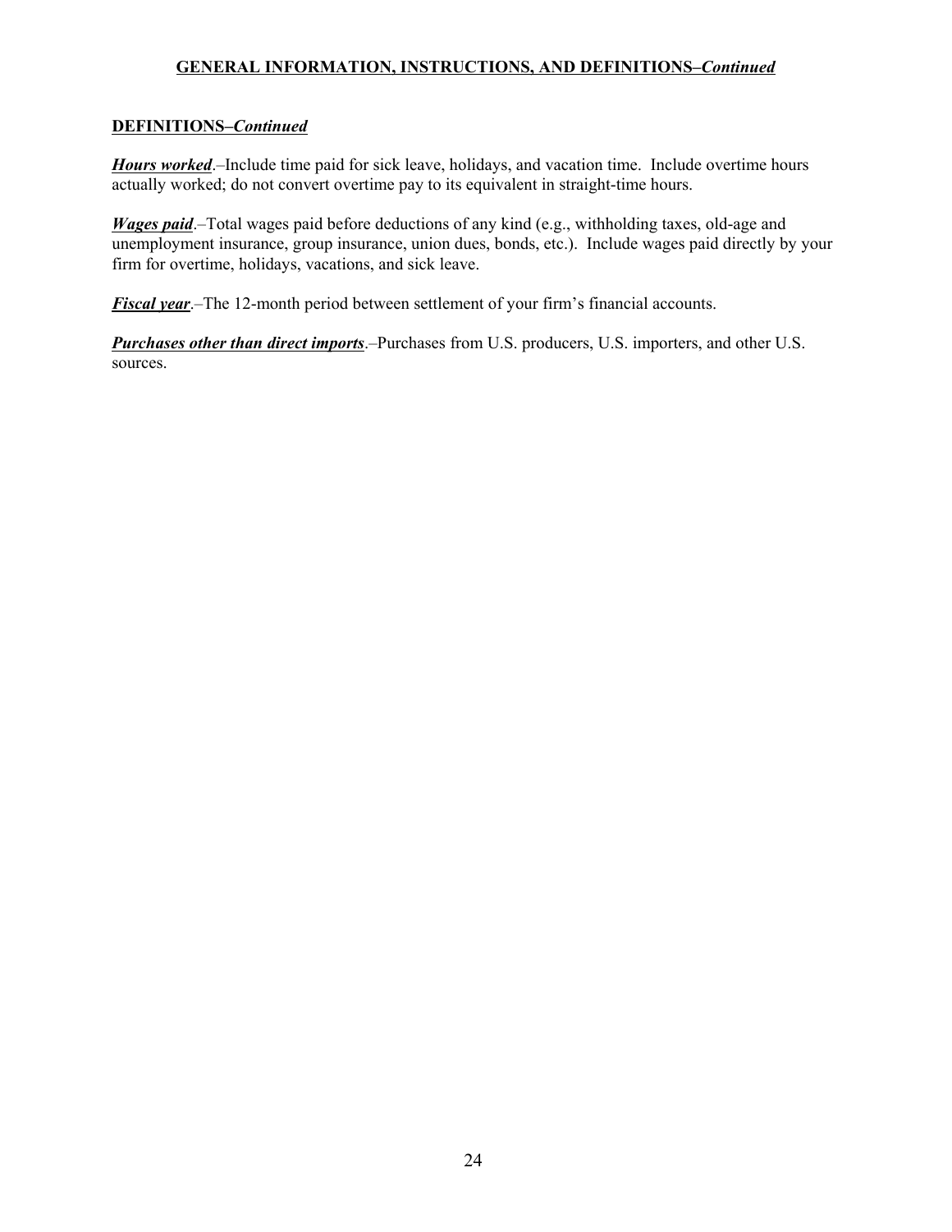## GENERAL INFORMATION, INSTRUCTIONS, AND DEFINITIONS–*Continued*

### DEFINITIONS–*Continued*

***Hours worked***.–Include time paid for sick leave, holidays, and vacation time. Include overtime hours actually worked; do not convert overtime pay to its equivalent in straight-time hours.

***Wages paid***.–Total wages paid before deductions of any kind (e.g., withholding taxes, old-age and unemployment insurance, group insurance, union dues, bonds, etc.). Include wages paid directly by your firm for overtime, holidays, vacations, and sick leave.

***Fiscal year***.–The 12-month period between settlement of your firm's financial accounts.

***Purchases other than direct imports***.–Purchases from U.S. producers, U.S. importers, and other U.S. sources.